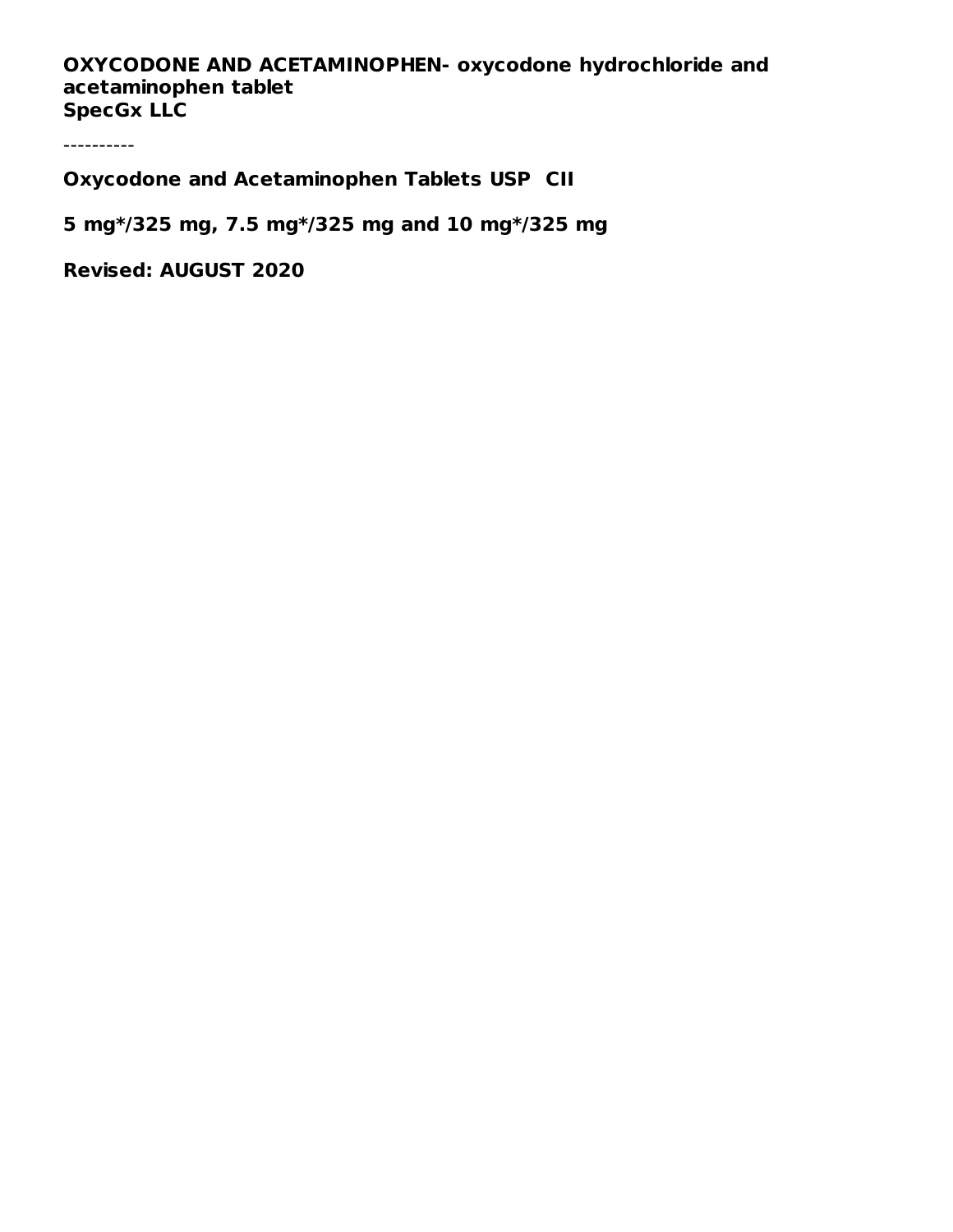**OXYCODONE AND ACETAMINOPHEN- oxycodone hydrochloride and acetaminophen tablet**
**SpecGx LLC**

----------

**Oxycodone and Acetaminophen Tablets USP CII**

**5 mg*/325 mg, 7.5 mg*/325 mg and 10 mg*/325 mg**

**Revised: AUGUST 2020**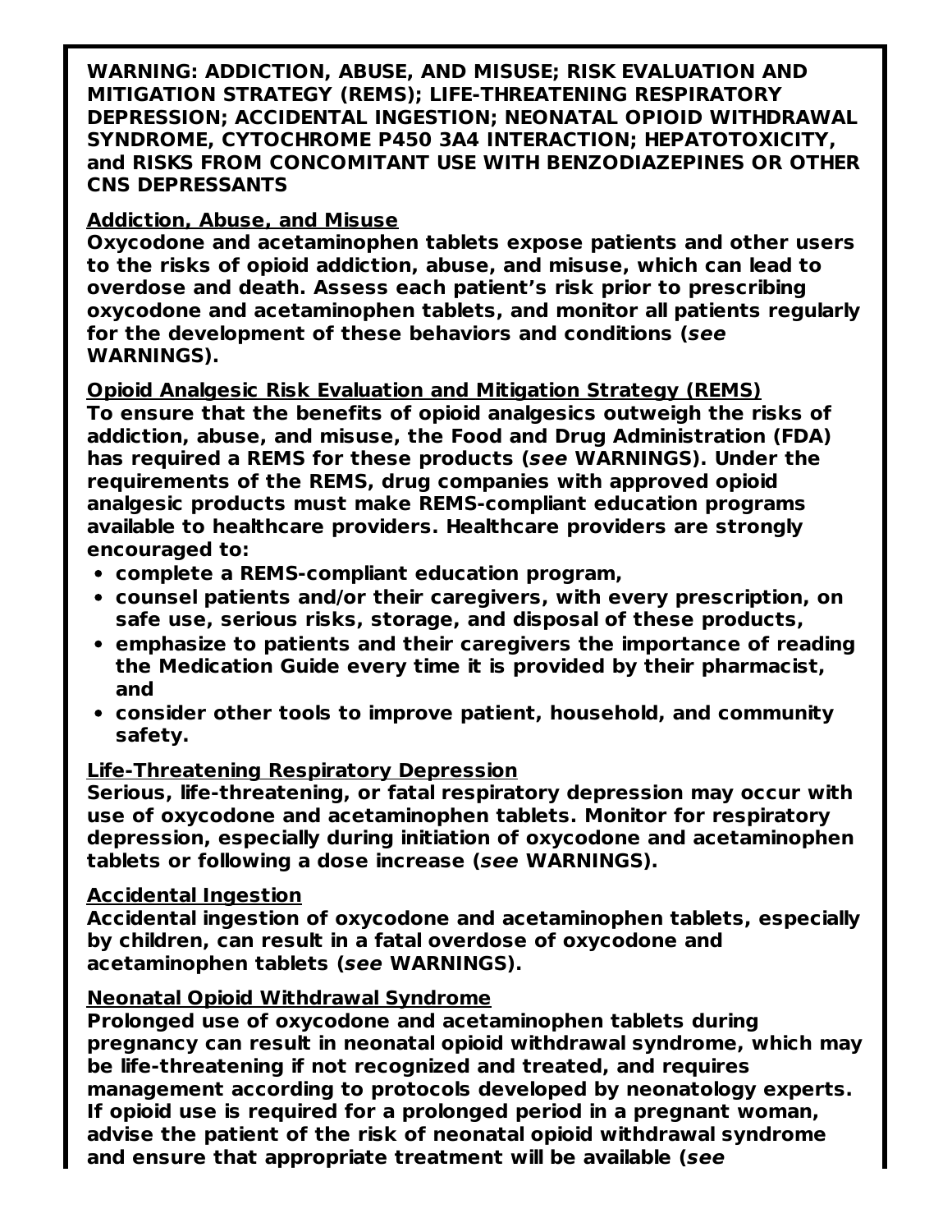**WARNING: ADDICTION, ABUSE, AND MISUSE; RISK EVALUATION AND MITIGATION STRATEGY (REMS); LIFE-THREATENING RESPIRATORY DEPRESSION; ACCIDENTAL INGESTION; NEONATAL OPIOID WITHDRAWAL SYNDROME, CYTOCHROME P450 3A4 INTERACTION; HEPATOTOXICITY, and RISKS FROM CONCOMITANT USE WITH BENZODIAZEPINES OR OTHER CNS DEPRESSANTS**

**Addiction, Abuse, and Misuse**

**Oxycodone and acetaminophen tablets expose patients and other users to the risks of opioid addiction, abuse, and misuse, which can lead to overdose and death. Assess each patient's risk prior to prescribing oxycodone and acetaminophen tablets, and monitor all patients regularly for the development of these behaviors and conditions (*see* WARNINGS).**

**Opioid Analgesic Risk Evaluation and Mitigation Strategy (REMS)**

**To ensure that the benefits of opioid analgesics outweigh the risks of addiction, abuse, and misuse, the Food and Drug Administration (FDA) has required a REMS for these products (*see* WARNINGS). Under the requirements of the REMS, drug companies with approved opioid analgesic products must make REMS-compliant education programs available to healthcare providers. Healthcare providers are strongly encouraged to:**

- **complete a REMS-compliant education program,**
- **counsel patients and/or their caregivers, with every prescription, on safe use, serious risks, storage, and disposal of these products,**
- **emphasize to patients and their caregivers the importance of reading the Medication Guide every time it is provided by their pharmacist, and**
- **consider other tools to improve patient, household, and community safety.**

**Life-Threatening Respiratory Depression**

**Serious, life-threatening, or fatal respiratory depression may occur with use of oxycodone and acetaminophen tablets. Monitor for respiratory depression, especially during initiation of oxycodone and acetaminophen tablets or following a dose increase (*see* WARNINGS).**

**Accidental Ingestion**

**Accidental ingestion of oxycodone and acetaminophen tablets, especially by children, can result in a fatal overdose of oxycodone and acetaminophen tablets (*see* WARNINGS).**

**Neonatal Opioid Withdrawal Syndrome**

**Prolonged use of oxycodone and acetaminophen tablets during pregnancy can result in neonatal opioid withdrawal syndrome, which may be life-threatening if not recognized and treated, and requires management according to protocols developed by neonatology experts. If opioid use is required for a prolonged period in a pregnant woman, advise the patient of the risk of neonatal opioid withdrawal syndrome and ensure that appropriate treatment will be available (*see***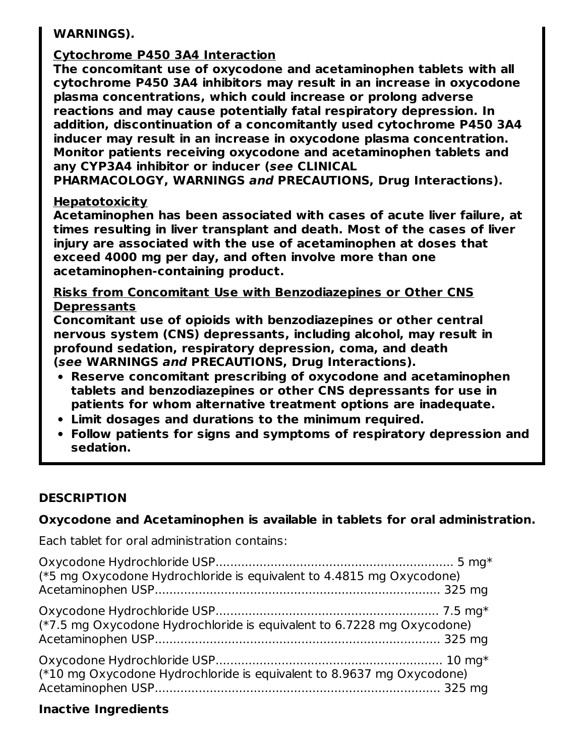**WARNINGS).**

**Cytochrome P450 3A4 Interaction**

**The concomitant use of oxycodone and acetaminophen tablets with all cytochrome P450 3A4 inhibitors may result in an increase in oxycodone plasma concentrations, which could increase or prolong adverse reactions and may cause potentially fatal respiratory depression. In addition, discontinuation of a concomitantly used cytochrome P450 3A4 inducer may result in an increase in oxycodone plasma concentration. Monitor patients receiving oxycodone and acetaminophen tablets and any CYP3A4 inhibitor or inducer (*see* CLINICAL PHARMACOLOGY, WARNINGS *and* PRECAUTIONS, Drug Interactions).**

**Hepatotoxicity**

**Acetaminophen has been associated with cases of acute liver failure, at times resulting in liver transplant and death. Most of the cases of liver injury are associated with the use of acetaminophen at doses that exceed 4000 mg per day, and often involve more than one acetaminophen-containing product.**

**Risks from Concomitant Use with Benzodiazepines or Other CNS Depressants**

**Concomitant use of opioids with benzodiazepines or other central nervous system (CNS) depressants, including alcohol, may result in profound sedation, respiratory depression, coma, and death (*see* WARNINGS *and* PRECAUTIONS, Drug Interactions).**

- **Reserve concomitant prescribing of oxycodone and acetaminophen tablets and benzodiazepines or other CNS depressants for use in patients for whom alternative treatment options are inadequate.**
- **Limit dosages and durations to the minimum required.**
- **Follow patients for signs and symptoms of respiratory depression and sedation.**

## DESCRIPTION

**Oxycodone and Acetaminophen is available in tablets for oral administration.**

Each tablet for oral administration contains:

Oxycodone Hydrochloride USP................................................................ 5 mg*
(*5 mg Oxycodone Hydrochloride is equivalent to 4.4815 mg Oxycodone)
Acetaminophen USP............................................................................. 325 mg

Oxycodone Hydrochloride USP............................................................ 7.5 mg*
(*7.5 mg Oxycodone Hydrochloride is equivalent to 6.7228 mg Oxycodone)
Acetaminophen USP............................................................................. 325 mg

Oxycodone Hydrochloride USP............................................................. 10 mg*
(*10 mg Oxycodone Hydrochloride is equivalent to 8.9637 mg Oxycodone)
Acetaminophen USP............................................................................. 325 mg

**Inactive Ingredients**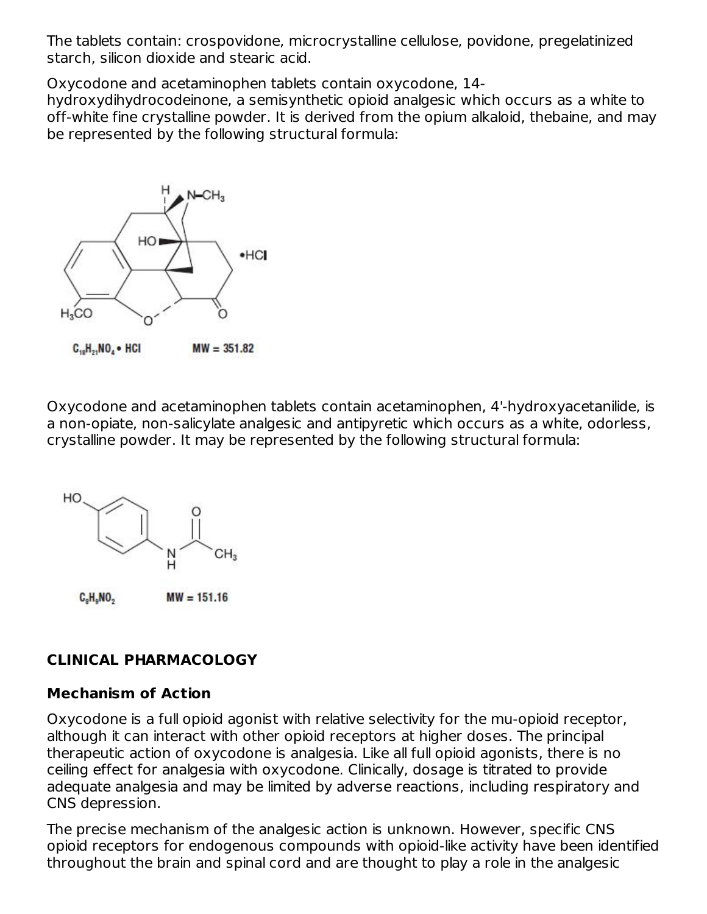The tablets contain: crospovidone, microcrystalline cellulose, povidone, pregelatinized starch, silicon dioxide and stearic acid.

Oxycodone and acetaminophen tablets contain oxycodone, 14-hydroxydihydrocodeinone, a semisynthetic opioid analgesic which occurs as a white to off-white fine crystalline powder. It is derived from the opium alkaloid, thebaine, and may be represented by the following structural formula:

$C_{18}H_{21}NO_4 \cdot HCl$ MW = 351.82

Oxycodone and acetaminophen tablets contain acetaminophen, 4'-hydroxyacetanilide, is a non-opiate, non-salicylate analgesic and antipyretic which occurs as a white, odorless, crystalline powder. It may be represented by the following structural formula:

$C_8H_9NO_2$ MW = 151.16

## CLINICAL PHARMACOLOGY

### Mechanism of Action

Oxycodone is a full opioid agonist with relative selectivity for the mu-opioid receptor, although it can interact with other opioid receptors at higher doses. The principal therapeutic action of oxycodone is analgesia. Like all full opioid agonists, there is no ceiling effect for analgesia with oxycodone. Clinically, dosage is titrated to provide adequate analgesia and may be limited by adverse reactions, including respiratory and CNS depression.

The precise mechanism of the analgesic action is unknown. However, specific CNS opioid receptors for endogenous compounds with opioid-like activity have been identified throughout the brain and spinal cord and are thought to play a role in the analgesic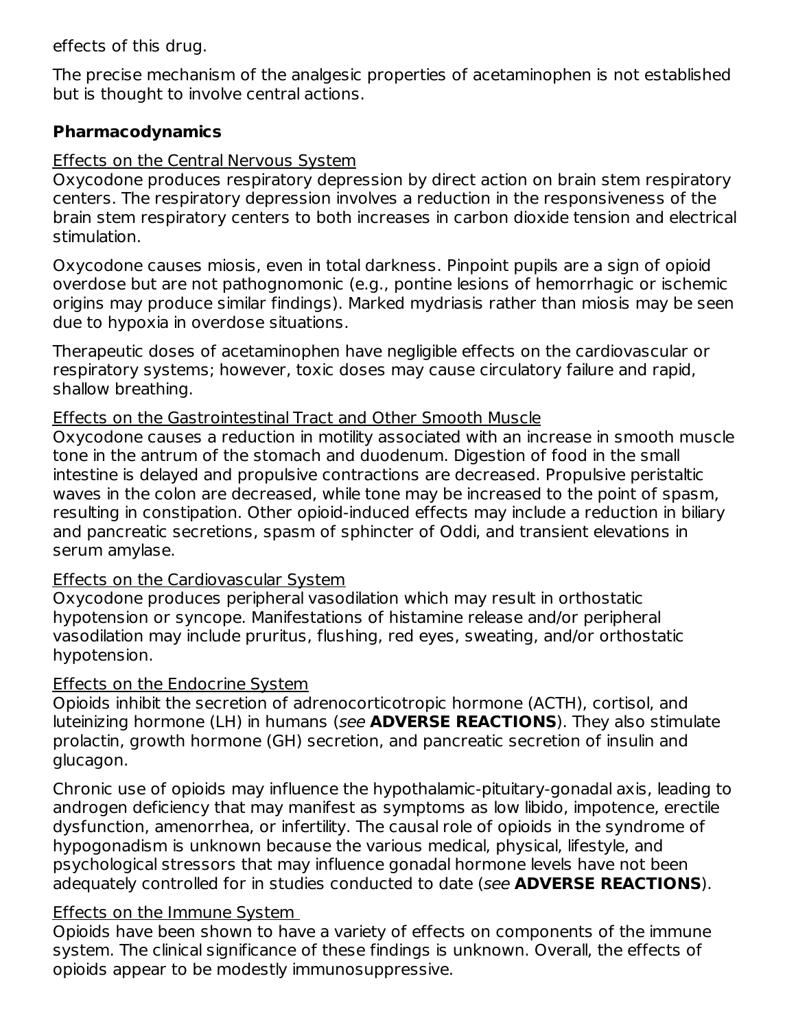effects of this drug.

The precise mechanism of the analgesic properties of acetaminophen is not established but is thought to involve central actions.

### Pharmacodynamics

Effects on the Central Nervous System

Oxycodone produces respiratory depression by direct action on brain stem respiratory centers. The respiratory depression involves a reduction in the responsiveness of the brain stem respiratory centers to both increases in carbon dioxide tension and electrical stimulation.

Oxycodone causes miosis, even in total darkness. Pinpoint pupils are a sign of opioid overdose but are not pathognomonic (e.g., pontine lesions of hemorrhagic or ischemic origins may produce similar findings). Marked mydriasis rather than miosis may be seen due to hypoxia in overdose situations.

Therapeutic doses of acetaminophen have negligible effects on the cardiovascular or respiratory systems; however, toxic doses may cause circulatory failure and rapid, shallow breathing.

Effects on the Gastrointestinal Tract and Other Smooth Muscle

Oxycodone causes a reduction in motility associated with an increase in smooth muscle tone in the antrum of the stomach and duodenum. Digestion of food in the small intestine is delayed and propulsive contractions are decreased. Propulsive peristaltic waves in the colon are decreased, while tone may be increased to the point of spasm, resulting in constipation. Other opioid-induced effects may include a reduction in biliary and pancreatic secretions, spasm of sphincter of Oddi, and transient elevations in serum amylase.

Effects on the Cardiovascular System

Oxycodone produces peripheral vasodilation which may result in orthostatic hypotension or syncope. Manifestations of histamine release and/or peripheral vasodilation may include pruritus, flushing, red eyes, sweating, and/or orthostatic hypotension.

Effects on the Endocrine System

Opioids inhibit the secretion of adrenocorticotropic hormone (ACTH), cortisol, and luteinizing hormone (LH) in humans (*see* **ADVERSE REACTIONS**). They also stimulate prolactin, growth hormone (GH) secretion, and pancreatic secretion of insulin and glucagon.

Chronic use of opioids may influence the hypothalamic-pituitary-gonadal axis, leading to androgen deficiency that may manifest as symptoms as low libido, impotence, erectile dysfunction, amenorrhea, or infertility. The causal role of opioids in the syndrome of hypogonadism is unknown because the various medical, physical, lifestyle, and psychological stressors that may influence gonadal hormone levels have not been adequately controlled for in studies conducted to date (*see* **ADVERSE REACTIONS**).

Effects on the Immune System

Opioids have been shown to have a variety of effects on components of the immune system. The clinical significance of these findings is unknown. Overall, the effects of opioids appear to be modestly immunosuppressive.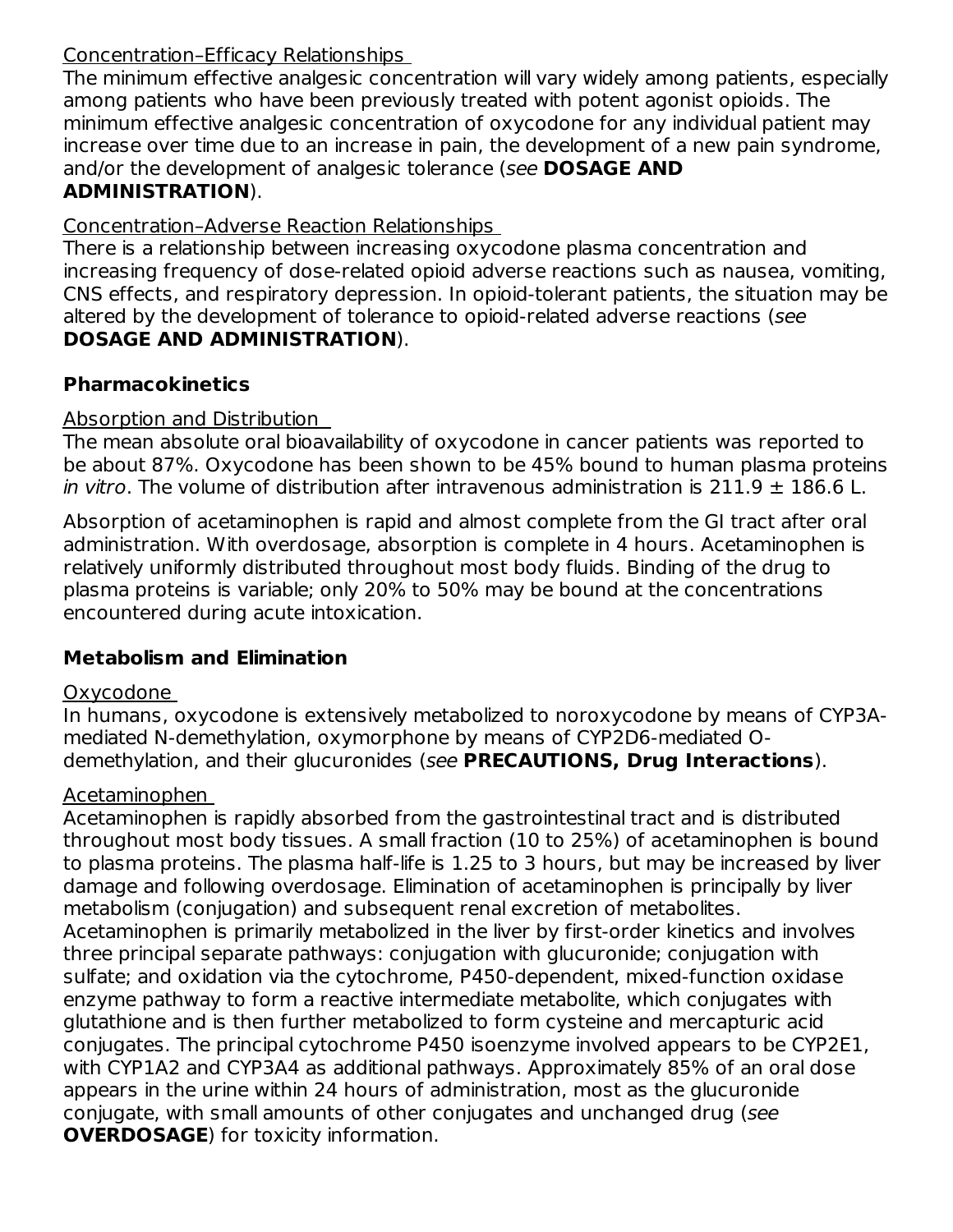Concentration–Efficacy Relationships

The minimum effective analgesic concentration will vary widely among patients, especially among patients who have been previously treated with potent agonist opioids. The minimum effective analgesic concentration of oxycodone for any individual patient may increase over time due to an increase in pain, the development of a new pain syndrome, and/or the development of analgesic tolerance (*see* **DOSAGE AND ADMINISTRATION**).

Concentration–Adverse Reaction Relationships

There is a relationship between increasing oxycodone plasma concentration and increasing frequency of dose-related opioid adverse reactions such as nausea, vomiting, CNS effects, and respiratory depression. In opioid-tolerant patients, the situation may be altered by the development of tolerance to opioid-related adverse reactions (*see* **DOSAGE AND ADMINISTRATION**).

## Pharmacokinetics

Absorption and Distribution

The mean absolute oral bioavailability of oxycodone in cancer patients was reported to be about 87%. Oxycodone has been shown to be 45% bound to human plasma proteins *in vitro*. The volume of distribution after intravenous administration is 211.9 ± 186.6 L.

Absorption of acetaminophen is rapid and almost complete from the GI tract after oral administration. With overdosage, absorption is complete in 4 hours. Acetaminophen is relatively uniformly distributed throughout most body fluids. Binding of the drug to plasma proteins is variable; only 20% to 50% may be bound at the concentrations encountered during acute intoxication.

## Metabolism and Elimination

Oxycodone

In humans, oxycodone is extensively metabolized to noroxycodone by means of CYP3A-mediated N-demethylation, oxymorphone by means of CYP2D6-mediated O-demethylation, and their glucuronides (*see* **PRECAUTIONS, Drug Interactions**).

Acetaminophen

Acetaminophen is rapidly absorbed from the gastrointestinal tract and is distributed throughout most body tissues. A small fraction (10 to 25%) of acetaminophen is bound to plasma proteins. The plasma half-life is 1.25 to 3 hours, but may be increased by liver damage and following overdosage. Elimination of acetaminophen is principally by liver metabolism (conjugation) and subsequent renal excretion of metabolites. Acetaminophen is primarily metabolized in the liver by first-order kinetics and involves three principal separate pathways: conjugation with glucuronide; conjugation with sulfate; and oxidation via the cytochrome, P450-dependent, mixed-function oxidase enzyme pathway to form a reactive intermediate metabolite, which conjugates with glutathione and is then further metabolized to form cysteine and mercapturic acid conjugates. The principal cytochrome P450 isoenzyme involved appears to be CYP2E1, with CYP1A2 and CYP3A4 as additional pathways. Approximately 85% of an oral dose appears in the urine within 24 hours of administration, most as the glucuronide conjugate, with small amounts of other conjugates and unchanged drug (*see* **OVERDOSAGE**) for toxicity information.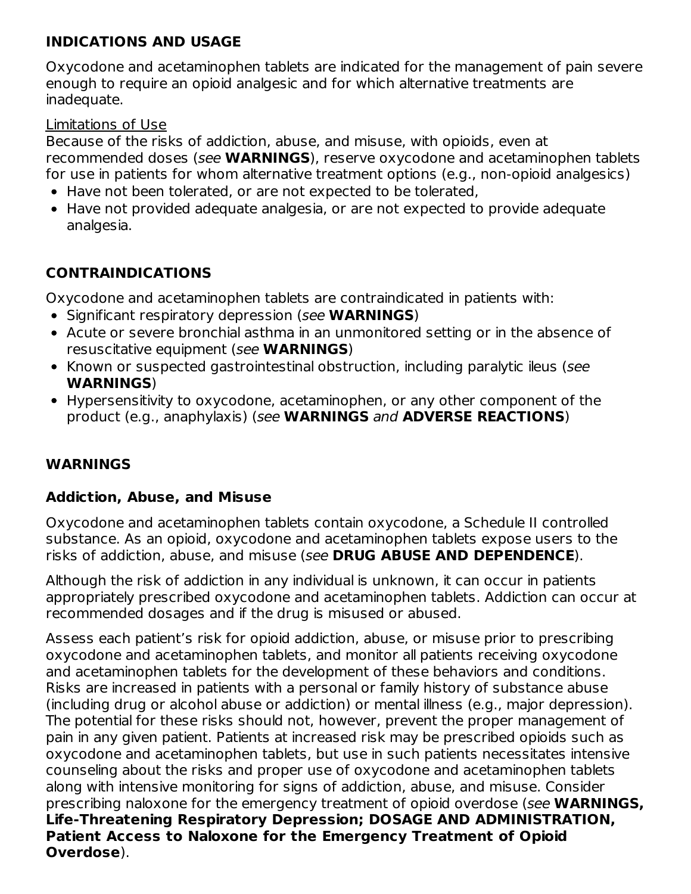## INDICATIONS AND USAGE

Oxycodone and acetaminophen tablets are indicated for the management of pain severe enough to require an opioid analgesic and for which alternative treatments are inadequate.

Limitations of Use

Because of the risks of addiction, abuse, and misuse, with opioids, even at recommended doses (*see* **WARNINGS**), reserve oxycodone and acetaminophen tablets for use in patients for whom alternative treatment options (e.g., non-opioid analgesics)

- Have not been tolerated, or are not expected to be tolerated,
- Have not provided adequate analgesia, or are not expected to provide adequate analgesia.

## CONTRAINDICATIONS

Oxycodone and acetaminophen tablets are contraindicated in patients with:

- Significant respiratory depression (*see* **WARNINGS**)
- Acute or severe bronchial asthma in an unmonitored setting or in the absence of resuscitative equipment (*see* **WARNINGS**)
- Known or suspected gastrointestinal obstruction, including paralytic ileus (*see* **WARNINGS**)
- Hypersensitivity to oxycodone, acetaminophen, or any other component of the product (e.g., anaphylaxis) (*see* **WARNINGS** *and* **ADVERSE REACTIONS**)

## WARNINGS

### Addiction, Abuse, and Misuse

Oxycodone and acetaminophen tablets contain oxycodone, a Schedule II controlled substance. As an opioid, oxycodone and acetaminophen tablets expose users to the risks of addiction, abuse, and misuse (*see* **DRUG ABUSE AND DEPENDENCE**).

Although the risk of addiction in any individual is unknown, it can occur in patients appropriately prescribed oxycodone and acetaminophen tablets. Addiction can occur at recommended dosages and if the drug is misused or abused.

Assess each patient's risk for opioid addiction, abuse, or misuse prior to prescribing oxycodone and acetaminophen tablets, and monitor all patients receiving oxycodone and acetaminophen tablets for the development of these behaviors and conditions. Risks are increased in patients with a personal or family history of substance abuse (including drug or alcohol abuse or addiction) or mental illness (e.g., major depression). The potential for these risks should not, however, prevent the proper management of pain in any given patient. Patients at increased risk may be prescribed opioids such as oxycodone and acetaminophen tablets, but use in such patients necessitates intensive counseling about the risks and proper use of oxycodone and acetaminophen tablets along with intensive monitoring for signs of addiction, abuse, and misuse. Consider prescribing naloxone for the emergency treatment of opioid overdose (*see* **WARNINGS, Life-Threatening Respiratory Depression; DOSAGE AND ADMINISTRATION, Patient Access to Naloxone for the Emergency Treatment of Opioid Overdose**).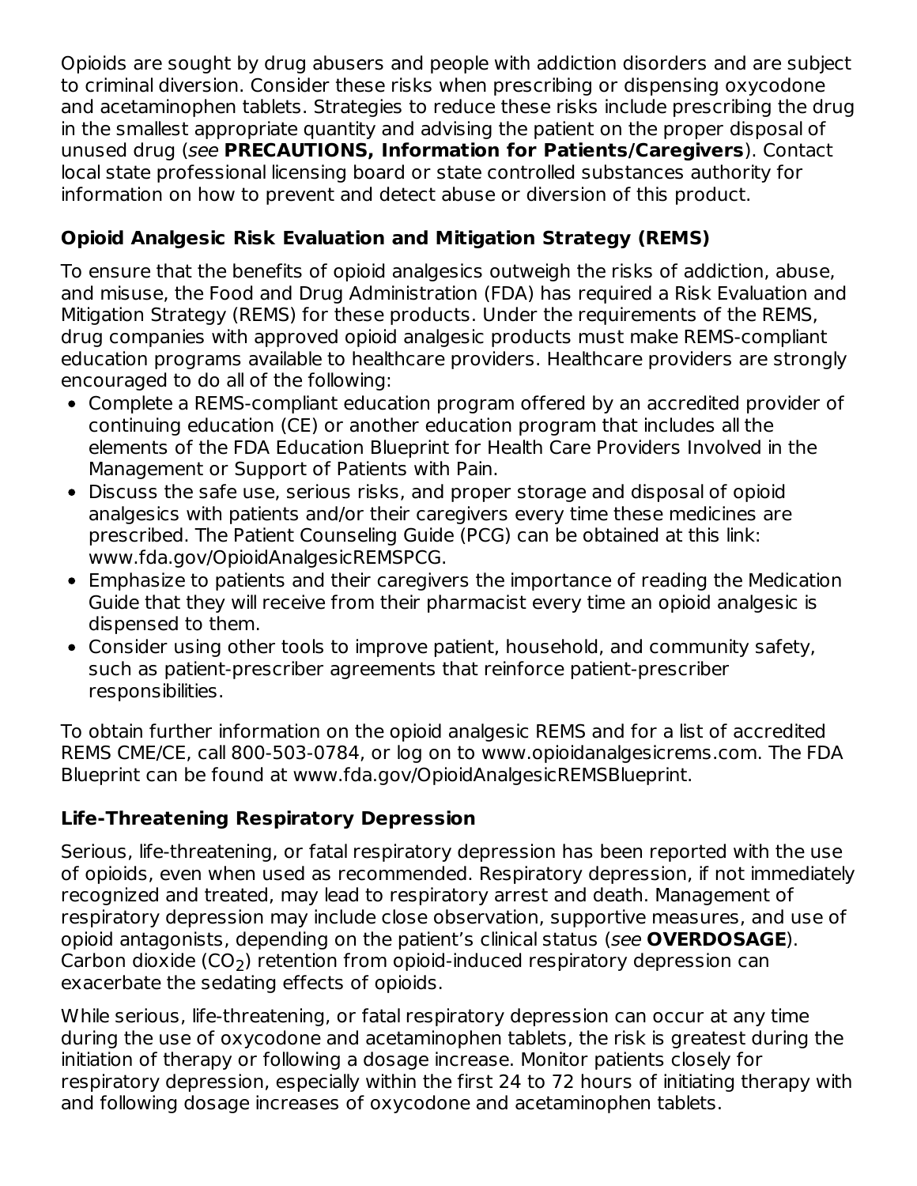Opioids are sought by drug abusers and people with addiction disorders and are subject to criminal diversion. Consider these risks when prescribing or dispensing oxycodone and acetaminophen tablets. Strategies to reduce these risks include prescribing the drug in the smallest appropriate quantity and advising the patient on the proper disposal of unused drug (*see* **PRECAUTIONS, Information for Patients/Caregivers**). Contact local state professional licensing board or state controlled substances authority for information on how to prevent and detect abuse or diversion of this product.

### Opioid Analgesic Risk Evaluation and Mitigation Strategy (REMS)

To ensure that the benefits of opioid analgesics outweigh the risks of addiction, abuse, and misuse, the Food and Drug Administration (FDA) has required a Risk Evaluation and Mitigation Strategy (REMS) for these products. Under the requirements of the REMS, drug companies with approved opioid analgesic products must make REMS-compliant education programs available to healthcare providers. Healthcare providers are strongly encouraged to do all of the following:

- Complete a REMS-compliant education program offered by an accredited provider of continuing education (CE) or another education program that includes all the elements of the FDA Education Blueprint for Health Care Providers Involved in the Management or Support of Patients with Pain.
- Discuss the safe use, serious risks, and proper storage and disposal of opioid analgesics with patients and/or their caregivers every time these medicines are prescribed. The Patient Counseling Guide (PCG) can be obtained at this link: www.fda.gov/OpioidAnalgesicREMSPCG.
- Emphasize to patients and their caregivers the importance of reading the Medication Guide that they will receive from their pharmacist every time an opioid analgesic is dispensed to them.
- Consider using other tools to improve patient, household, and community safety, such as patient-prescriber agreements that reinforce patient-prescriber responsibilities.

To obtain further information on the opioid analgesic REMS and for a list of accredited REMS CME/CE, call 800-503-0784, or log on to www.opioidanalgesicrems.com. The FDA Blueprint can be found at www.fda.gov/OpioidAnalgesicREMSBlueprint.

### Life-Threatening Respiratory Depression

Serious, life-threatening, or fatal respiratory depression has been reported with the use of opioids, even when used as recommended. Respiratory depression, if not immediately recognized and treated, may lead to respiratory arrest and death. Management of respiratory depression may include close observation, supportive measures, and use of opioid antagonists, depending on the patient's clinical status (*see* **OVERDOSAGE**). Carbon dioxide ($CO_2$) retention from opioid-induced respiratory depression can exacerbate the sedating effects of opioids.

While serious, life-threatening, or fatal respiratory depression can occur at any time during the use of oxycodone and acetaminophen tablets, the risk is greatest during the initiation of therapy or following a dosage increase. Monitor patients closely for respiratory depression, especially within the first 24 to 72 hours of initiating therapy with and following dosage increases of oxycodone and acetaminophen tablets.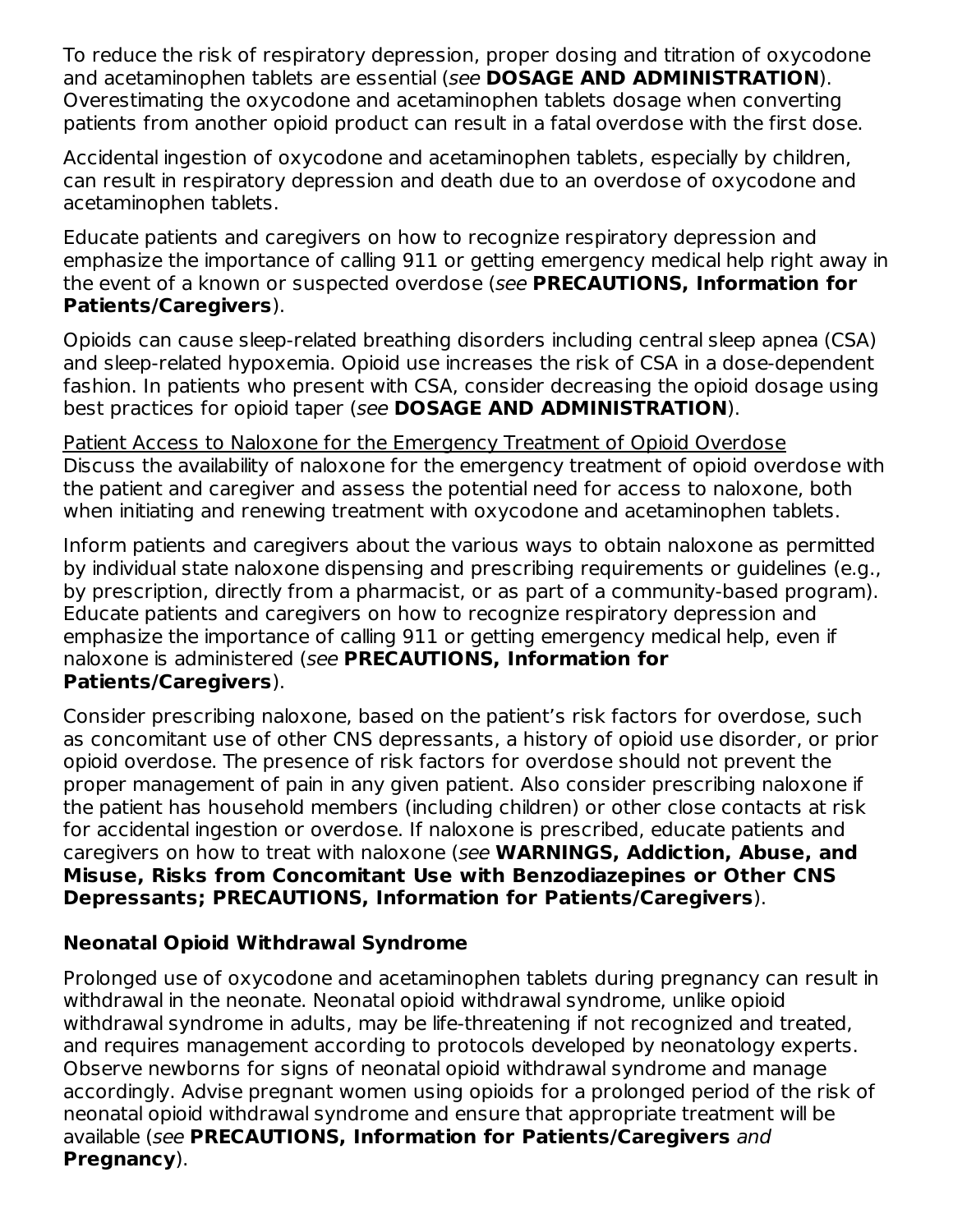To reduce the risk of respiratory depression, proper dosing and titration of oxycodone and acetaminophen tablets are essential (*see* **DOSAGE AND ADMINISTRATION**). Overestimating the oxycodone and acetaminophen tablets dosage when converting patients from another opioid product can result in a fatal overdose with the first dose.

Accidental ingestion of oxycodone and acetaminophen tablets, especially by children, can result in respiratory depression and death due to an overdose of oxycodone and acetaminophen tablets.

Educate patients and caregivers on how to recognize respiratory depression and emphasize the importance of calling 911 or getting emergency medical help right away in the event of a known or suspected overdose (*see* **PRECAUTIONS, Information for Patients/Caregivers**).

Opioids can cause sleep-related breathing disorders including central sleep apnea (CSA) and sleep-related hypoxemia. Opioid use increases the risk of CSA in a dose-dependent fashion. In patients who present with CSA, consider decreasing the opioid dosage using best practices for opioid taper (*see* **DOSAGE AND ADMINISTRATION**).

<u>Patient Access to Naloxone for the Emergency Treatment of Opioid Overdose</u>
Discuss the availability of naloxone for the emergency treatment of opioid overdose with the patient and caregiver and assess the potential need for access to naloxone, both when initiating and renewing treatment with oxycodone and acetaminophen tablets.

Inform patients and caregivers about the various ways to obtain naloxone as permitted by individual state naloxone dispensing and prescribing requirements or guidelines (e.g., by prescription, directly from a pharmacist, or as part of a community-based program). Educate patients and caregivers on how to recognize respiratory depression and emphasize the importance of calling 911 or getting emergency medical help, even if naloxone is administered (*see* **PRECAUTIONS, Information for Patients/Caregivers**).

Consider prescribing naloxone, based on the patient's risk factors for overdose, such as concomitant use of other CNS depressants, a history of opioid use disorder, or prior opioid overdose. The presence of risk factors for overdose should not prevent the proper management of pain in any given patient. Also consider prescribing naloxone if the patient has household members (including children) or other close contacts at risk for accidental ingestion or overdose. If naloxone is prescribed, educate patients and caregivers on how to treat with naloxone (*see* **WARNINGS, Addiction, Abuse, and Misuse, Risks from Concomitant Use with Benzodiazepines or Other CNS Depressants; PRECAUTIONS, Information for Patients/Caregivers**).

**Neonatal Opioid Withdrawal Syndrome**

Prolonged use of oxycodone and acetaminophen tablets during pregnancy can result in withdrawal in the neonate. Neonatal opioid withdrawal syndrome, unlike opioid withdrawal syndrome in adults, may be life-threatening if not recognized and treated, and requires management according to protocols developed by neonatology experts. Observe newborns for signs of neonatal opioid withdrawal syndrome and manage accordingly. Advise pregnant women using opioids for a prolonged period of the risk of neonatal opioid withdrawal syndrome and ensure that appropriate treatment will be available (*see* **PRECAUTIONS, Information for Patients/Caregivers** *and* **Pregnancy**).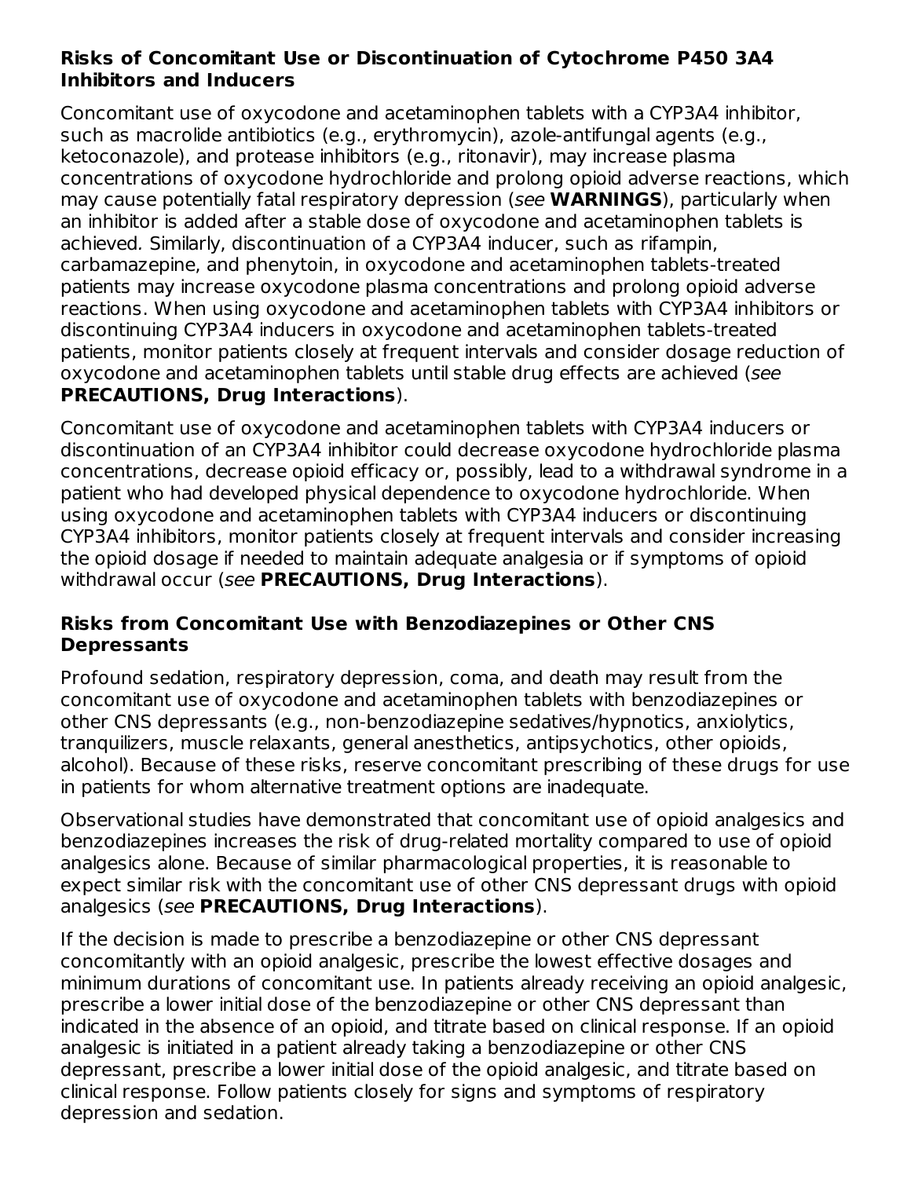### Risks of Concomitant Use or Discontinuation of Cytochrome P450 3A4 Inhibitors and Inducers

Concomitant use of oxycodone and acetaminophen tablets with a CYP3A4 inhibitor, such as macrolide antibiotics (e.g., erythromycin), azole-antifungal agents (e.g., ketoconazole), and protease inhibitors (e.g., ritonavir), may increase plasma concentrations of oxycodone hydrochloride and prolong opioid adverse reactions, which may cause potentially fatal respiratory depression (*see* **WARNINGS**), particularly when an inhibitor is added after a stable dose of oxycodone and acetaminophen tablets is achieved. Similarly, discontinuation of a CYP3A4 inducer, such as rifampin, carbamazepine, and phenytoin, in oxycodone and acetaminophen tablets-treated patients may increase oxycodone plasma concentrations and prolong opioid adverse reactions. When using oxycodone and acetaminophen tablets with CYP3A4 inhibitors or discontinuing CYP3A4 inducers in oxycodone and acetaminophen tablets-treated patients, monitor patients closely at frequent intervals and consider dosage reduction of oxycodone and acetaminophen tablets until stable drug effects are achieved (*see* **PRECAUTIONS, Drug Interactions**).

Concomitant use of oxycodone and acetaminophen tablets with CYP3A4 inducers or discontinuation of an CYP3A4 inhibitor could decrease oxycodone hydrochloride plasma concentrations, decrease opioid efficacy or, possibly, lead to a withdrawal syndrome in a patient who had developed physical dependence to oxycodone hydrochloride. When using oxycodone and acetaminophen tablets with CYP3A4 inducers or discontinuing CYP3A4 inhibitors, monitor patients closely at frequent intervals and consider increasing the opioid dosage if needed to maintain adequate analgesia or if symptoms of opioid withdrawal occur (*see* **PRECAUTIONS, Drug Interactions**).

### Risks from Concomitant Use with Benzodiazepines or Other CNS Depressants

Profound sedation, respiratory depression, coma, and death may result from the concomitant use of oxycodone and acetaminophen tablets with benzodiazepines or other CNS depressants (e.g., non-benzodiazepine sedatives/hypnotics, anxiolytics, tranquilizers, muscle relaxants, general anesthetics, antipsychotics, other opioids, alcohol). Because of these risks, reserve concomitant prescribing of these drugs for use in patients for whom alternative treatment options are inadequate.

Observational studies have demonstrated that concomitant use of opioid analgesics and benzodiazepines increases the risk of drug-related mortality compared to use of opioid analgesics alone. Because of similar pharmacological properties, it is reasonable to expect similar risk with the concomitant use of other CNS depressant drugs with opioid analgesics (*see* **PRECAUTIONS, Drug Interactions**).

If the decision is made to prescribe a benzodiazepine or other CNS depressant concomitantly with an opioid analgesic, prescribe the lowest effective dosages and minimum durations of concomitant use. In patients already receiving an opioid analgesic, prescribe a lower initial dose of the benzodiazepine or other CNS depressant than indicated in the absence of an opioid, and titrate based on clinical response. If an opioid analgesic is initiated in a patient already taking a benzodiazepine or other CNS depressant, prescribe a lower initial dose of the opioid analgesic, and titrate based on clinical response. Follow patients closely for signs and symptoms of respiratory depression and sedation.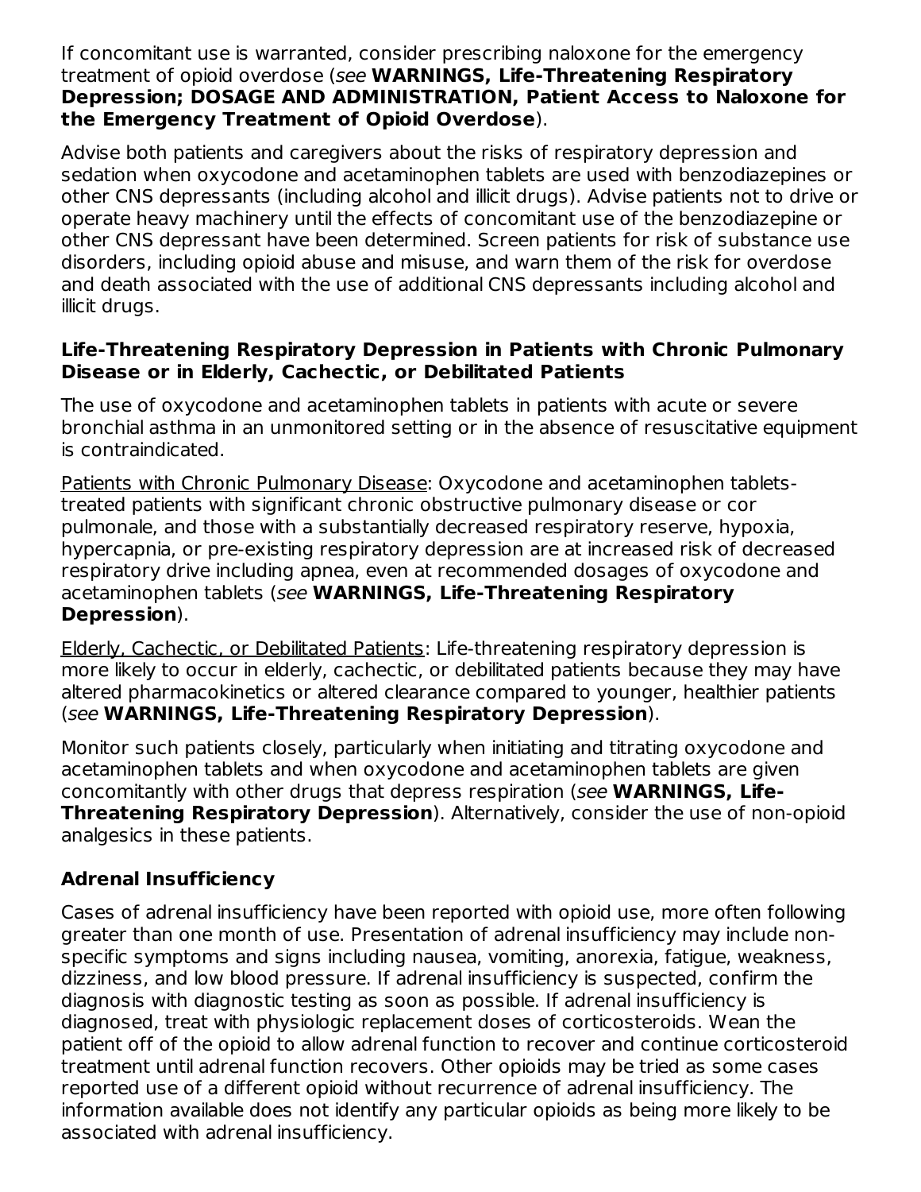If concomitant use is warranted, consider prescribing naloxone for the emergency treatment of opioid overdose (*see* **WARNINGS, Life-Threatening Respiratory Depression; DOSAGE AND ADMINISTRATION, Patient Access to Naloxone for the Emergency Treatment of Opioid Overdose**).

Advise both patients and caregivers about the risks of respiratory depression and sedation when oxycodone and acetaminophen tablets are used with benzodiazepines or other CNS depressants (including alcohol and illicit drugs). Advise patients not to drive or operate heavy machinery until the effects of concomitant use of the benzodiazepine or other CNS depressant have been determined. Screen patients for risk of substance use disorders, including opioid abuse and misuse, and warn them of the risk for overdose and death associated with the use of additional CNS depressants including alcohol and illicit drugs.

### Life-Threatening Respiratory Depression in Patients with Chronic Pulmonary Disease or in Elderly, Cachectic, or Debilitated Patients

The use of oxycodone and acetaminophen tablets in patients with acute or severe bronchial asthma in an unmonitored setting or in the absence of resuscitative equipment is contraindicated.

Patients with Chronic Pulmonary Disease: Oxycodone and acetaminophen tablets-treated patients with significant chronic obstructive pulmonary disease or cor pulmonale, and those with a substantially decreased respiratory reserve, hypoxia, hypercapnia, or pre-existing respiratory depression are at increased risk of decreased respiratory drive including apnea, even at recommended dosages of oxycodone and acetaminophen tablets (*see* **WARNINGS, Life-Threatening Respiratory Depression**).

Elderly, Cachectic, or Debilitated Patients: Life-threatening respiratory depression is more likely to occur in elderly, cachectic, or debilitated patients because they may have altered pharmacokinetics or altered clearance compared to younger, healthier patients (*see* **WARNINGS, Life-Threatening Respiratory Depression**).

Monitor such patients closely, particularly when initiating and titrating oxycodone and acetaminophen tablets and when oxycodone and acetaminophen tablets are given concomitantly with other drugs that depress respiration (*see* **WARNINGS, Life-Threatening Respiratory Depression**). Alternatively, consider the use of non-opioid analgesics in these patients.

### Adrenal Insufficiency

Cases of adrenal insufficiency have been reported with opioid use, more often following greater than one month of use. Presentation of adrenal insufficiency may include non-specific symptoms and signs including nausea, vomiting, anorexia, fatigue, weakness, dizziness, and low blood pressure. If adrenal insufficiency is suspected, confirm the diagnosis with diagnostic testing as soon as possible. If adrenal insufficiency is diagnosed, treat with physiologic replacement doses of corticosteroids. Wean the patient off of the opioid to allow adrenal function to recover and continue corticosteroid treatment until adrenal function recovers. Other opioids may be tried as some cases reported use of a different opioid without recurrence of adrenal insufficiency. The information available does not identify any particular opioids as being more likely to be associated with adrenal insufficiency.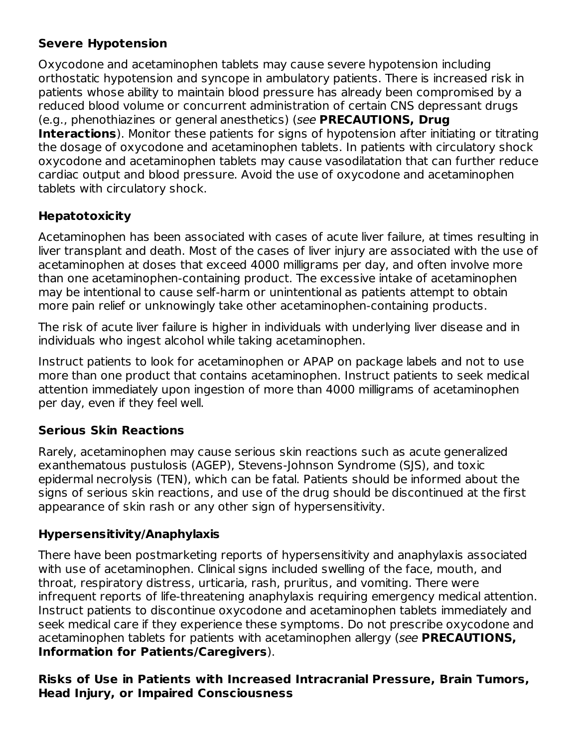**Severe Hypotension**

Oxycodone and acetaminophen tablets may cause severe hypotension including orthostatic hypotension and syncope in ambulatory patients. There is increased risk in patients whose ability to maintain blood pressure has already been compromised by a reduced blood volume or concurrent administration of certain CNS depressant drugs (e.g., phenothiazines or general anesthetics) (*see* **PRECAUTIONS, Drug Interactions**). Monitor these patients for signs of hypotension after initiating or titrating the dosage of oxycodone and acetaminophen tablets. In patients with circulatory shock oxycodone and acetaminophen tablets may cause vasodilatation that can further reduce cardiac output and blood pressure. Avoid the use of oxycodone and acetaminophen tablets with circulatory shock.

**Hepatotoxicity**

Acetaminophen has been associated with cases of acute liver failure, at times resulting in liver transplant and death. Most of the cases of liver injury are associated with the use of acetaminophen at doses that exceed 4000 milligrams per day, and often involve more than one acetaminophen-containing product. The excessive intake of acetaminophen may be intentional to cause self-harm or unintentional as patients attempt to obtain more pain relief or unknowingly take other acetaminophen-containing products.

The risk of acute liver failure is higher in individuals with underlying liver disease and in individuals who ingest alcohol while taking acetaminophen.

Instruct patients to look for acetaminophen or APAP on package labels and not to use more than one product that contains acetaminophen. Instruct patients to seek medical attention immediately upon ingestion of more than 4000 milligrams of acetaminophen per day, even if they feel well.

**Serious Skin Reactions**

Rarely, acetaminophen may cause serious skin reactions such as acute generalized exanthematous pustulosis (AGEP), Stevens-Johnson Syndrome (SJS), and toxic epidermal necrolysis (TEN), which can be fatal. Patients should be informed about the signs of serious skin reactions, and use of the drug should be discontinued at the first appearance of skin rash or any other sign of hypersensitivity.

**Hypersensitivity/Anaphylaxis**

There have been postmarketing reports of hypersensitivity and anaphylaxis associated with use of acetaminophen. Clinical signs included swelling of the face, mouth, and throat, respiratory distress, urticaria, rash, pruritus, and vomiting. There were infrequent reports of life-threatening anaphylaxis requiring emergency medical attention. Instruct patients to discontinue oxycodone and acetaminophen tablets immediately and seek medical care if they experience these symptoms. Do not prescribe oxycodone and acetaminophen tablets for patients with acetaminophen allergy (*see* **PRECAUTIONS, Information for Patients/Caregivers**).

**Risks of Use in Patients with Increased Intracranial Pressure, Brain Tumors, Head Injury, or Impaired Consciousness**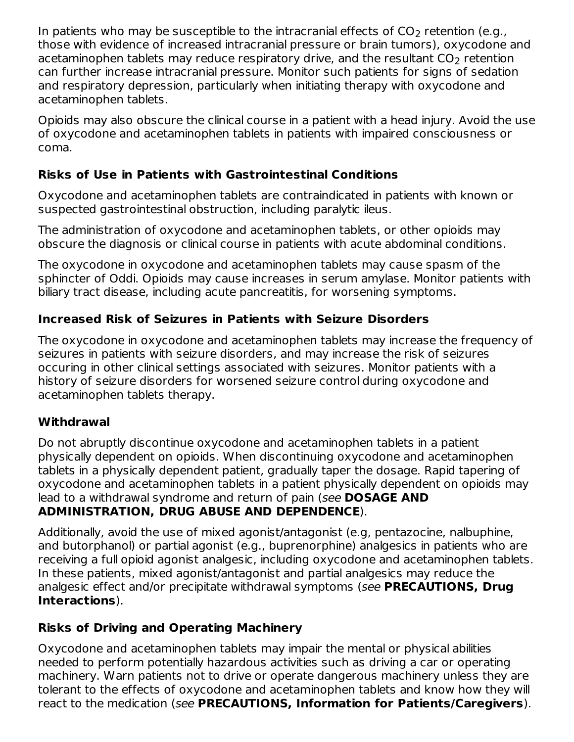In patients who may be susceptible to the intracranial effects of $CO_2$ retention (e.g., those with evidence of increased intracranial pressure or brain tumors), oxycodone and acetaminophen tablets may reduce respiratory drive, and the resultant $CO_2$ retention can further increase intracranial pressure. Monitor such patients for signs of sedation and respiratory depression, particularly when initiating therapy with oxycodone and acetaminophen tablets.

Opioids may also obscure the clinical course in a patient with a head injury. Avoid the use of oxycodone and acetaminophen tablets in patients with impaired consciousness or coma.

**Risks of Use in Patients with Gastrointestinal Conditions**

Oxycodone and acetaminophen tablets are contraindicated in patients with known or suspected gastrointestinal obstruction, including paralytic ileus.

The administration of oxycodone and acetaminophen tablets, or other opioids may obscure the diagnosis or clinical course in patients with acute abdominal conditions.

The oxycodone in oxycodone and acetaminophen tablets may cause spasm of the sphincter of Oddi. Opioids may cause increases in serum amylase. Monitor patients with biliary tract disease, including acute pancreatitis, for worsening symptoms.

**Increased Risk of Seizures in Patients with Seizure Disorders**

The oxycodone in oxycodone and acetaminophen tablets may increase the frequency of seizures in patients with seizure disorders, and may increase the risk of seizures occuring in other clinical settings associated with seizures. Monitor patients with a history of seizure disorders for worsened seizure control during oxycodone and acetaminophen tablets therapy.

**Withdrawal**

Do not abruptly discontinue oxycodone and acetaminophen tablets in a patient physically dependent on opioids. When discontinuing oxycodone and acetaminophen tablets in a physically dependent patient, gradually taper the dosage. Rapid tapering of oxycodone and acetaminophen tablets in a patient physically dependent on opioids may lead to a withdrawal syndrome and return of pain (*see* **DOSAGE AND ADMINISTRATION, DRUG ABUSE AND DEPENDENCE**).

Additionally, avoid the use of mixed agonist/antagonist (e.g, pentazocine, nalbuphine, and butorphanol) or partial agonist (e.g., buprenorphine) analgesics in patients who are receiving a full opioid agonist analgesic, including oxycodone and acetaminophen tablets. In these patients, mixed agonist/antagonist and partial analgesics may reduce the analgesic effect and/or precipitate withdrawal symptoms (*see* **PRECAUTIONS, Drug Interactions**).

**Risks of Driving and Operating Machinery**

Oxycodone and acetaminophen tablets may impair the mental or physical abilities needed to perform potentially hazardous activities such as driving a car or operating machinery. Warn patients not to drive or operate dangerous machinery unless they are tolerant to the effects of oxycodone and acetaminophen tablets and know how they will react to the medication (*see* **PRECAUTIONS, Information for Patients/Caregivers**).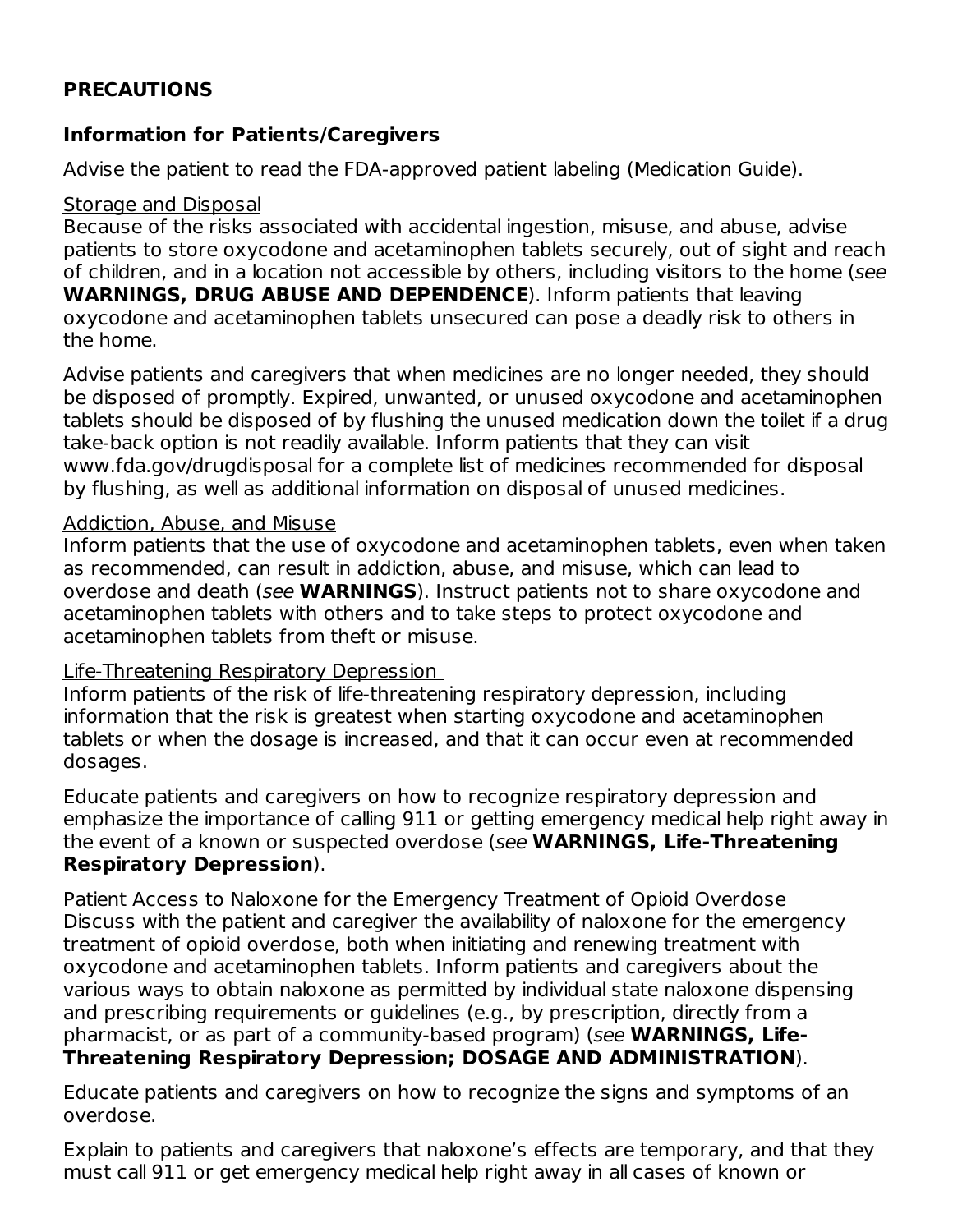## PRECAUTIONS

### Information for Patients/Caregivers

Advise the patient to read the FDA-approved patient labeling (Medication Guide).

Storage and Disposal

Because of the risks associated with accidental ingestion, misuse, and abuse, advise patients to store oxycodone and acetaminophen tablets securely, out of sight and reach of children, and in a location not accessible by others, including visitors to the home (*see* **WARNINGS, DRUG ABUSE AND DEPENDENCE**). Inform patients that leaving oxycodone and acetaminophen tablets unsecured can pose a deadly risk to others in the home.

Advise patients and caregivers that when medicines are no longer needed, they should be disposed of promptly. Expired, unwanted, or unused oxycodone and acetaminophen tablets should be disposed of by flushing the unused medication down the toilet if a drug take-back option is not readily available. Inform patients that they can visit www.fda.gov/drugdisposal for a complete list of medicines recommended for disposal by flushing, as well as additional information on disposal of unused medicines.

Addiction, Abuse, and Misuse

Inform patients that the use of oxycodone and acetaminophen tablets, even when taken as recommended, can result in addiction, abuse, and misuse, which can lead to overdose and death (*see* **WARNINGS**). Instruct patients not to share oxycodone and acetaminophen tablets with others and to take steps to protect oxycodone and acetaminophen tablets from theft or misuse.

Life-Threatening Respiratory Depression

Inform patients of the risk of life-threatening respiratory depression, including information that the risk is greatest when starting oxycodone and acetaminophen tablets or when the dosage is increased, and that it can occur even at recommended dosages.

Educate patients and caregivers on how to recognize respiratory depression and emphasize the importance of calling 911 or getting emergency medical help right away in the event of a known or suspected overdose (*see* **WARNINGS, Life-Threatening Respiratory Depression**).

Patient Access to Naloxone for the Emergency Treatment of Opioid Overdose

Discuss with the patient and caregiver the availability of naloxone for the emergency treatment of opioid overdose, both when initiating and renewing treatment with oxycodone and acetaminophen tablets. Inform patients and caregivers about the various ways to obtain naloxone as permitted by individual state naloxone dispensing and prescribing requirements or guidelines (e.g., by prescription, directly from a pharmacist, or as part of a community-based program) (*see* **WARNINGS, Life-Threatening Respiratory Depression; DOSAGE AND ADMINISTRATION**).

Educate patients and caregivers on how to recognize the signs and symptoms of an overdose.

Explain to patients and caregivers that naloxone's effects are temporary, and that they must call 911 or get emergency medical help right away in all cases of known or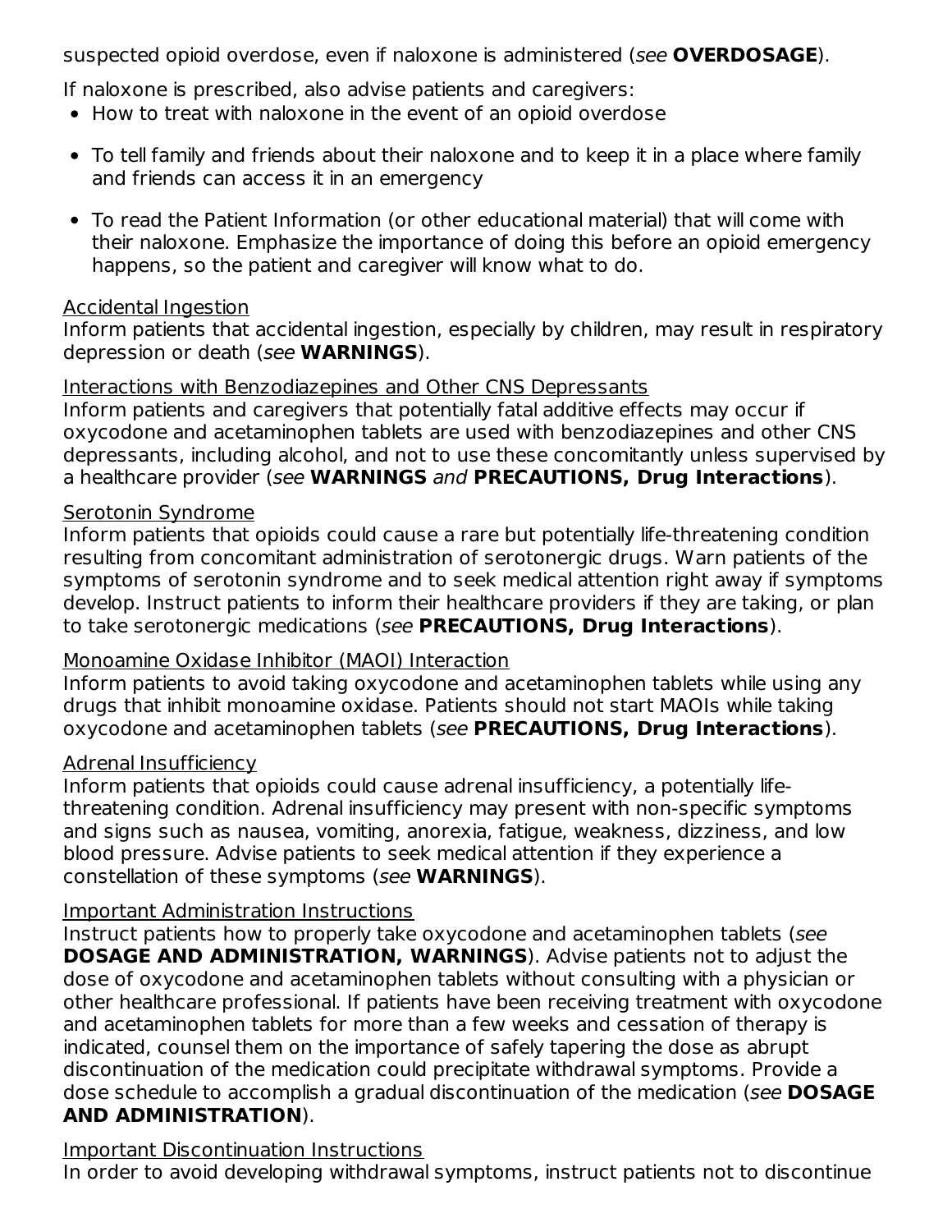suspected opioid overdose, even if naloxone is administered (*see* **OVERDOSAGE**).

If naloxone is prescribed, also advise patients and caregivers:

- How to treat with naloxone in the event of an opioid overdose
- To tell family and friends about their naloxone and to keep it in a place where family and friends can access it in an emergency
- To read the Patient Information (or other educational material) that will come with their naloxone. Emphasize the importance of doing this before an opioid emergency happens, so the patient and caregiver will know what to do.

Accidental Ingestion
Inform patients that accidental ingestion, especially by children, may result in respiratory depression or death (*see* **WARNINGS**).

Interactions with Benzodiazepines and Other CNS Depressants
Inform patients and caregivers that potentially fatal additive effects may occur if oxycodone and acetaminophen tablets are used with benzodiazepines and other CNS depressants, including alcohol, and not to use these concomitantly unless supervised by a healthcare provider (*see* **WARNINGS** *and* **PRECAUTIONS, Drug Interactions**).

Serotonin Syndrome
Inform patients that opioids could cause a rare but potentially life-threatening condition resulting from concomitant administration of serotonergic drugs. Warn patients of the symptoms of serotonin syndrome and to seek medical attention right away if symptoms develop. Instruct patients to inform their healthcare providers if they are taking, or plan to take serotonergic medications (*see* **PRECAUTIONS, Drug Interactions**).

Monoamine Oxidase Inhibitor (MAOI) Interaction
Inform patients to avoid taking oxycodone and acetaminophen tablets while using any drugs that inhibit monoamine oxidase. Patients should not start MAOIs while taking oxycodone and acetaminophen tablets (*see* **PRECAUTIONS, Drug Interactions**).

Adrenal Insufficiency
Inform patients that opioids could cause adrenal insufficiency, a potentially life-threatening condition. Adrenal insufficiency may present with non-specific symptoms and signs such as nausea, vomiting, anorexia, fatigue, weakness, dizziness, and low blood pressure. Advise patients to seek medical attention if they experience a constellation of these symptoms (*see* **WARNINGS**).

Important Administration Instructions
Instruct patients how to properly take oxycodone and acetaminophen tablets (*see* **DOSAGE AND ADMINISTRATION, WARNINGS**). Advise patients not to adjust the dose of oxycodone and acetaminophen tablets without consulting with a physician or other healthcare professional. If patients have been receiving treatment with oxycodone and acetaminophen tablets for more than a few weeks and cessation of therapy is indicated, counsel them on the importance of safely tapering the dose as abrupt discontinuation of the medication could precipitate withdrawal symptoms. Provide a dose schedule to accomplish a gradual discontinuation of the medication (*see* **DOSAGE AND ADMINISTRATION**).

Important Discontinuation Instructions
In order to avoid developing withdrawal symptoms, instruct patients not to discontinue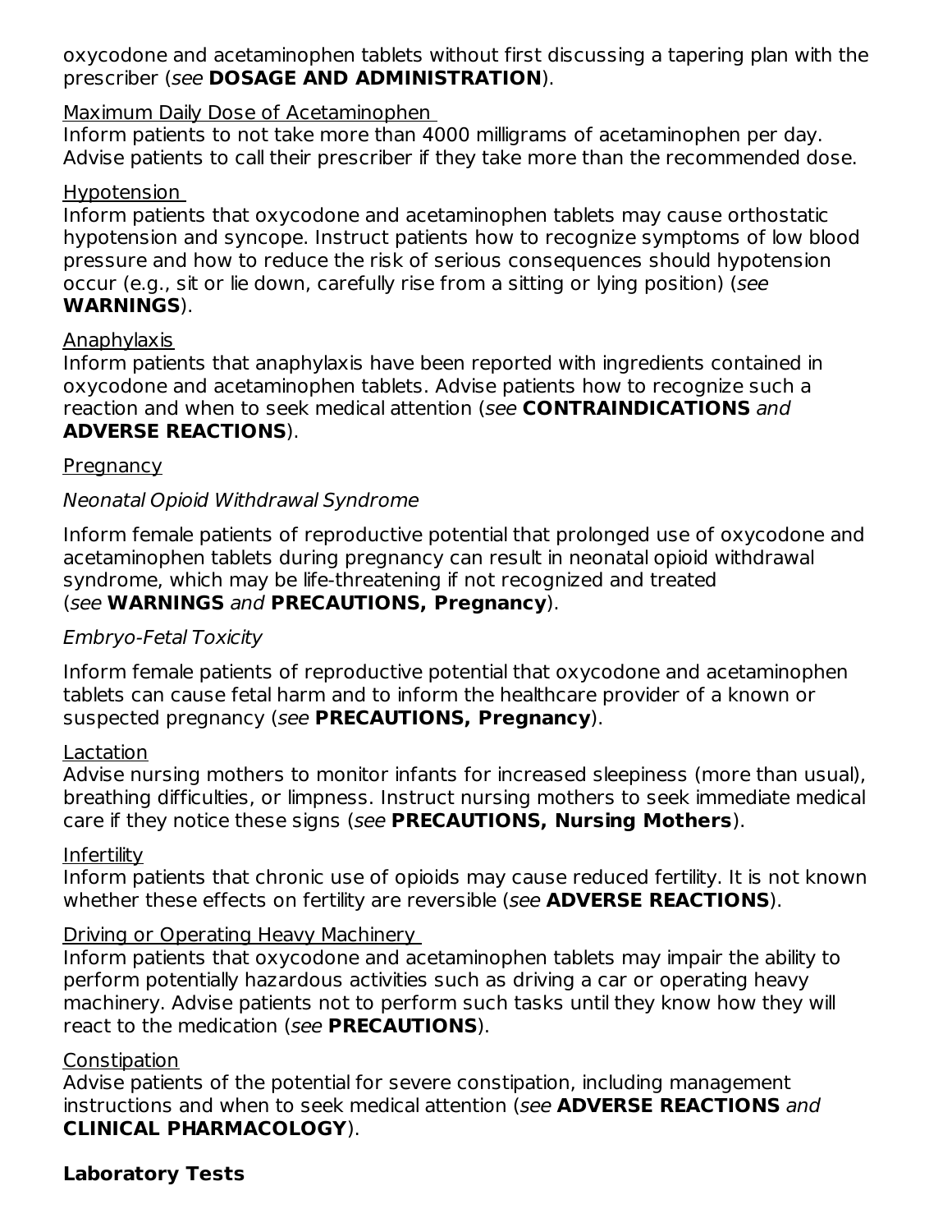oxycodone and acetaminophen tablets without first discussing a tapering plan with the prescriber (*see* **DOSAGE AND ADMINISTRATION**).

Maximum Daily Dose of Acetaminophen

Inform patients to not take more than 4000 milligrams of acetaminophen per day. Advise patients to call their prescriber if they take more than the recommended dose.

Hypotension

Inform patients that oxycodone and acetaminophen tablets may cause orthostatic hypotension and syncope. Instruct patients how to recognize symptoms of low blood pressure and how to reduce the risk of serious consequences should hypotension occur (e.g., sit or lie down, carefully rise from a sitting or lying position) (*see* **WARNINGS**).

Anaphylaxis

Inform patients that anaphylaxis have been reported with ingredients contained in oxycodone and acetaminophen tablets. Advise patients how to recognize such a reaction and when to seek medical attention (*see* **CONTRAINDICATIONS** *and* **ADVERSE REACTIONS**).

Pregnancy

*Neonatal Opioid Withdrawal Syndrome*

Inform female patients of reproductive potential that prolonged use of oxycodone and acetaminophen tablets during pregnancy can result in neonatal opioid withdrawal syndrome, which may be life-threatening if not recognized and treated (*see* **WARNINGS** *and* **PRECAUTIONS, Pregnancy**).

*Embryo-Fetal Toxicity*

Inform female patients of reproductive potential that oxycodone and acetaminophen tablets can cause fetal harm and to inform the healthcare provider of a known or suspected pregnancy (*see* **PRECAUTIONS, Pregnancy**).

Lactation

Advise nursing mothers to monitor infants for increased sleepiness (more than usual), breathing difficulties, or limpness. Instruct nursing mothers to seek immediate medical care if they notice these signs (*see* **PRECAUTIONS, Nursing Mothers**).

Infertility

Inform patients that chronic use of opioids may cause reduced fertility. It is not known whether these effects on fertility are reversible (*see* **ADVERSE REACTIONS**).

Driving or Operating Heavy Machinery

Inform patients that oxycodone and acetaminophen tablets may impair the ability to perform potentially hazardous activities such as driving a car or operating heavy machinery. Advise patients not to perform such tasks until they know how they will react to the medication (*see* **PRECAUTIONS**).

Constipation

Advise patients of the potential for severe constipation, including management instructions and when to seek medical attention (*see* **ADVERSE REACTIONS** *and* **CLINICAL PHARMACOLOGY**).

**Laboratory Tests**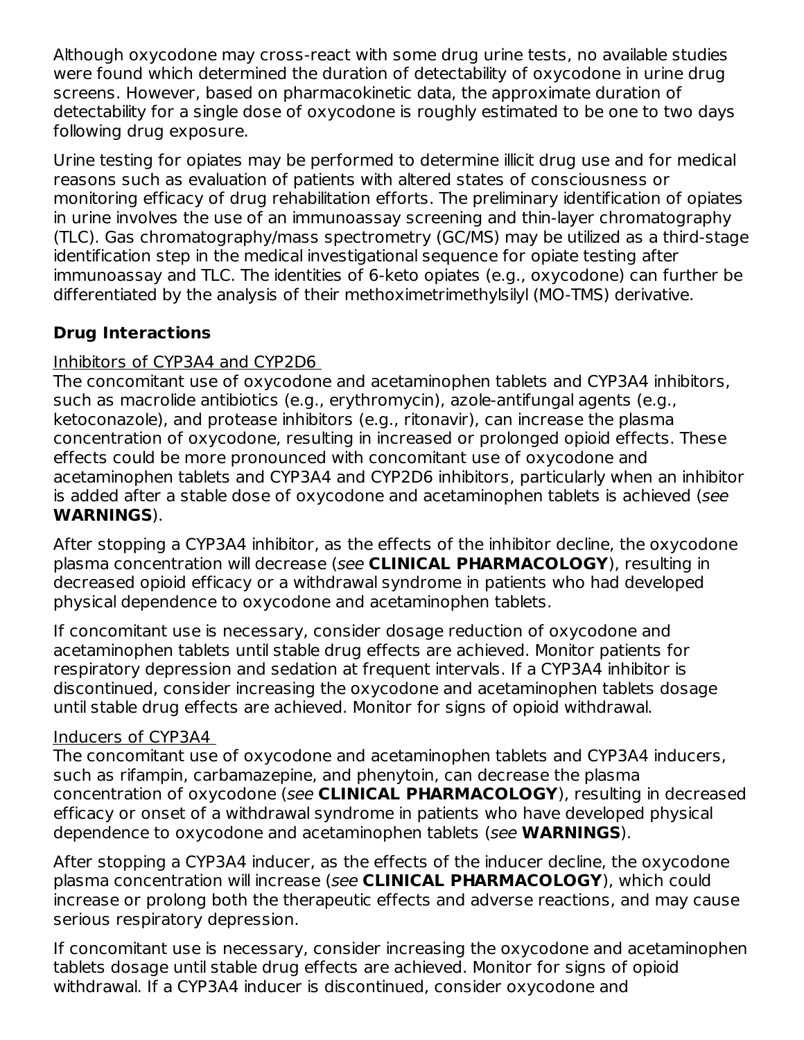Although oxycodone may cross-react with some drug urine tests, no available studies were found which determined the duration of detectability of oxycodone in urine drug screens. However, based on pharmacokinetic data, the approximate duration of detectability for a single dose of oxycodone is roughly estimated to be one to two days following drug exposure.

Urine testing for opiates may be performed to determine illicit drug use and for medical reasons such as evaluation of patients with altered states of consciousness or monitoring efficacy of drug rehabilitation efforts. The preliminary identification of opiates in urine involves the use of an immunoassay screening and thin-layer chromatography (TLC). Gas chromatography/mass spectrometry (GC/MS) may be utilized as a third-stage identification step in the medical investigational sequence for opiate testing after immunoassay and TLC. The identities of 6-keto opiates (e.g., oxycodone) can further be differentiated by the analysis of their methoximetrimethylsilyl (MO-TMS) derivative.

### Drug Interactions

Inhibitors of CYP3A4 and CYP2D6

The concomitant use of oxycodone and acetaminophen tablets and CYP3A4 inhibitors, such as macrolide antibiotics (e.g., erythromycin), azole-antifungal agents (e.g., ketoconazole), and protease inhibitors (e.g., ritonavir), can increase the plasma concentration of oxycodone, resulting in increased or prolonged opioid effects. These effects could be more pronounced with concomitant use of oxycodone and acetaminophen tablets and CYP3A4 and CYP2D6 inhibitors, particularly when an inhibitor is added after a stable dose of oxycodone and acetaminophen tablets is achieved (*see* **WARNINGS**).

After stopping a CYP3A4 inhibitor, as the effects of the inhibitor decline, the oxycodone plasma concentration will decrease (*see* **CLINICAL PHARMACOLOGY**), resulting in decreased opioid efficacy or a withdrawal syndrome in patients who had developed physical dependence to oxycodone and acetaminophen tablets.

If concomitant use is necessary, consider dosage reduction of oxycodone and acetaminophen tablets until stable drug effects are achieved. Monitor patients for respiratory depression and sedation at frequent intervals. If a CYP3A4 inhibitor is discontinued, consider increasing the oxycodone and acetaminophen tablets dosage until stable drug effects are achieved. Monitor for signs of opioid withdrawal.

Inducers of CYP3A4

The concomitant use of oxycodone and acetaminophen tablets and CYP3A4 inducers, such as rifampin, carbamazepine, and phenytoin, can decrease the plasma concentration of oxycodone (*see* **CLINICAL PHARMACOLOGY**), resulting in decreased efficacy or onset of a withdrawal syndrome in patients who have developed physical dependence to oxycodone and acetaminophen tablets (*see* **WARNINGS**).

After stopping a CYP3A4 inducer, as the effects of the inducer decline, the oxycodone plasma concentration will increase (*see* **CLINICAL PHARMACOLOGY**), which could increase or prolong both the therapeutic effects and adverse reactions, and may cause serious respiratory depression.

If concomitant use is necessary, consider increasing the oxycodone and acetaminophen tablets dosage until stable drug effects are achieved. Monitor for signs of opioid withdrawal. If a CYP3A4 inducer is discontinued, consider oxycodone and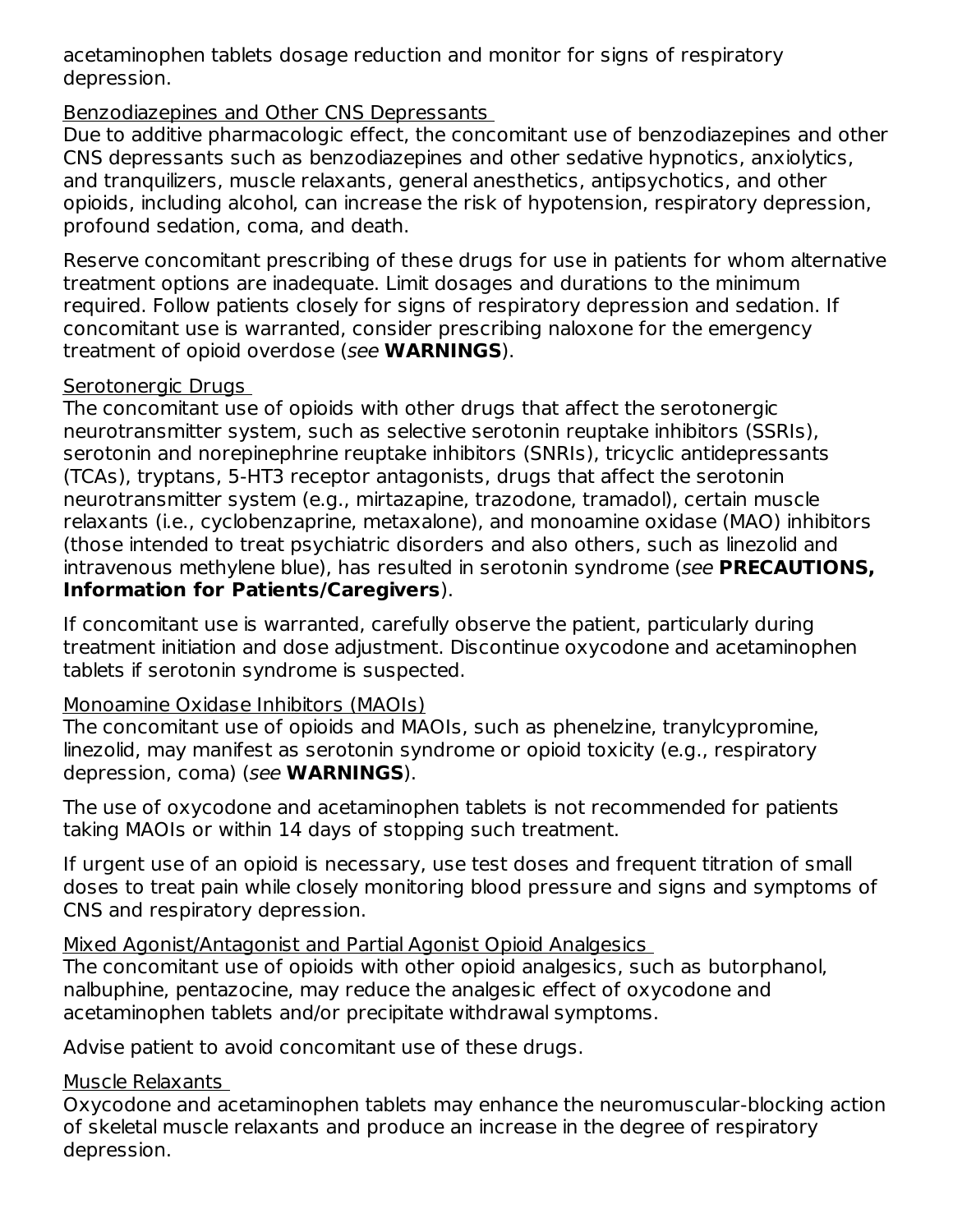acetaminophen tablets dosage reduction and monitor for signs of respiratory depression.

Benzodiazepines and Other CNS Depressants

Due to additive pharmacologic effect, the concomitant use of benzodiazepines and other CNS depressants such as benzodiazepines and other sedative hypnotics, anxiolytics, and tranquilizers, muscle relaxants, general anesthetics, antipsychotics, and other opioids, including alcohol, can increase the risk of hypotension, respiratory depression, profound sedation, coma, and death.

Reserve concomitant prescribing of these drugs for use in patients for whom alternative treatment options are inadequate. Limit dosages and durations to the minimum required. Follow patients closely for signs of respiratory depression and sedation. If concomitant use is warranted, consider prescribing naloxone for the emergency treatment of opioid overdose (*see* **WARNINGS**).

Serotonergic Drugs

The concomitant use of opioids with other drugs that affect the serotonergic neurotransmitter system, such as selective serotonin reuptake inhibitors (SSRIs), serotonin and norepinephrine reuptake inhibitors (SNRIs), tricyclic antidepressants (TCAs), tryptans, 5-HT3 receptor antagonists, drugs that affect the serotonin neurotransmitter system (e.g., mirtazapine, trazodone, tramadol), certain muscle relaxants (i.e., cyclobenzaprine, metaxalone), and monoamine oxidase (MAO) inhibitors (those intended to treat psychiatric disorders and also others, such as linezolid and intravenous methylene blue), has resulted in serotonin syndrome (*see* **PRECAUTIONS, Information for Patients/Caregivers**).

If concomitant use is warranted, carefully observe the patient, particularly during treatment initiation and dose adjustment. Discontinue oxycodone and acetaminophen tablets if serotonin syndrome is suspected.

Monoamine Oxidase Inhibitors (MAOIs)

The concomitant use of opioids and MAOIs, such as phenelzine, tranylcypromine, linezolid, may manifest as serotonin syndrome or opioid toxicity (e.g., respiratory depression, coma) (*see* **WARNINGS**).

The use of oxycodone and acetaminophen tablets is not recommended for patients taking MAOIs or within 14 days of stopping such treatment.

If urgent use of an opioid is necessary, use test doses and frequent titration of small doses to treat pain while closely monitoring blood pressure and signs and symptoms of CNS and respiratory depression.

Mixed Agonist/Antagonist and Partial Agonist Opioid Analgesics

The concomitant use of opioids with other opioid analgesics, such as butorphanol, nalbuphine, pentazocine, may reduce the analgesic effect of oxycodone and acetaminophen tablets and/or precipitate withdrawal symptoms.

Advise patient to avoid concomitant use of these drugs.

Muscle Relaxants

Oxycodone and acetaminophen tablets may enhance the neuromuscular-blocking action of skeletal muscle relaxants and produce an increase in the degree of respiratory depression.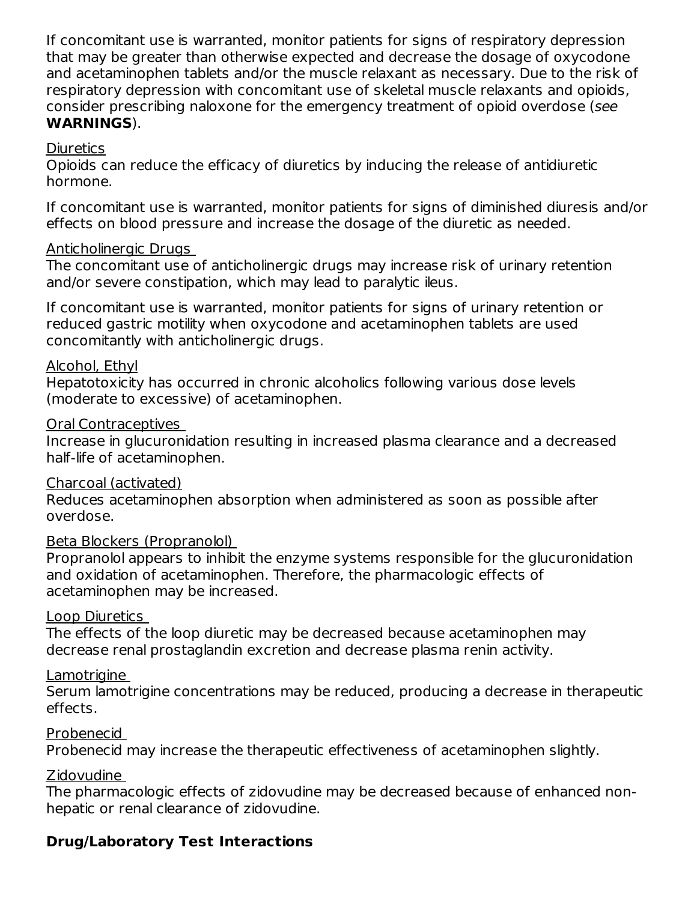If concomitant use is warranted, monitor patients for signs of respiratory depression that may be greater than otherwise expected and decrease the dosage of oxycodone and acetaminophen tablets and/or the muscle relaxant as necessary. Due to the risk of respiratory depression with concomitant use of skeletal muscle relaxants and opioids, consider prescribing naloxone for the emergency treatment of opioid overdose (*see* **WARNINGS**).

Diuretics
Opioids can reduce the efficacy of diuretics by inducing the release of antidiuretic hormone.

If concomitant use is warranted, monitor patients for signs of diminished diuresis and/or effects on blood pressure and increase the dosage of the diuretic as needed.

Anticholinergic Drugs
The concomitant use of anticholinergic drugs may increase risk of urinary retention and/or severe constipation, which may lead to paralytic ileus.

If concomitant use is warranted, monitor patients for signs of urinary retention or reduced gastric motility when oxycodone and acetaminophen tablets are used concomitantly with anticholinergic drugs.

Alcohol, Ethyl
Hepatotoxicity has occurred in chronic alcoholics following various dose levels (moderate to excessive) of acetaminophen.

Oral Contraceptives
Increase in glucuronidation resulting in increased plasma clearance and a decreased half-life of acetaminophen.

Charcoal (activated)
Reduces acetaminophen absorption when administered as soon as possible after overdose.

Beta Blockers (Propranolol)
Propranolol appears to inhibit the enzyme systems responsible for the glucuronidation and oxidation of acetaminophen. Therefore, the pharmacologic effects of acetaminophen may be increased.

Loop Diuretics
The effects of the loop diuretic may be decreased because acetaminophen may decrease renal prostaglandin excretion and decrease plasma renin activity.

Lamotrigine
Serum lamotrigine concentrations may be reduced, producing a decrease in therapeutic effects.

Probenecid
Probenecid may increase the therapeutic effectiveness of acetaminophen slightly.

Zidovudine
The pharmacologic effects of zidovudine may be decreased because of enhanced non-hepatic or renal clearance of zidovudine.

**Drug/Laboratory Test Interactions**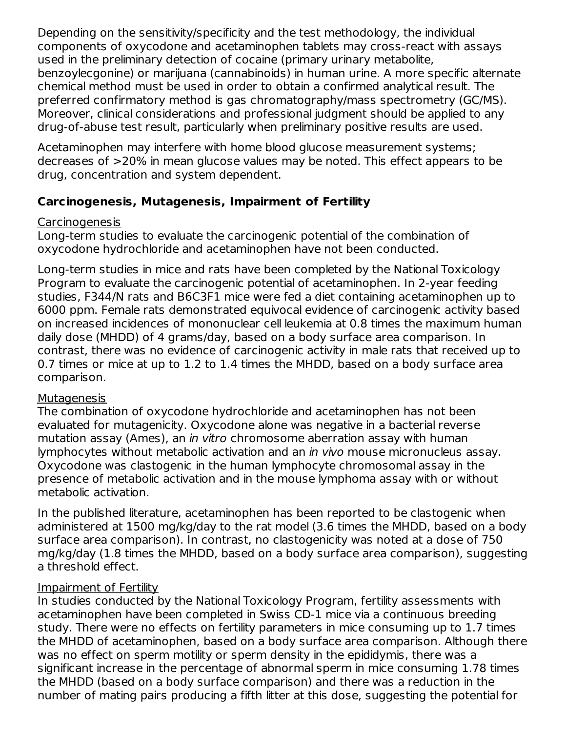Depending on the sensitivity/specificity and the test methodology, the individual components of oxycodone and acetaminophen tablets may cross-react with assays used in the preliminary detection of cocaine (primary urinary metabolite, benzoylecgonine) or marijuana (cannabinoids) in human urine. A more specific alternate chemical method must be used in order to obtain a confirmed analytical result. The preferred confirmatory method is gas chromatography/mass spectrometry (GC/MS). Moreover, clinical considerations and professional judgment should be applied to any drug-of-abuse test result, particularly when preliminary positive results are used.

Acetaminophen may interfere with home blood glucose measurement systems; decreases of >20% in mean glucose values may be noted. This effect appears to be drug, concentration and system dependent.

**Carcinogenesis, Mutagenesis, Impairment of Fertility**

Carcinogenesis

Long-term studies to evaluate the carcinogenic potential of the combination of oxycodone hydrochloride and acetaminophen have not been conducted.

Long-term studies in mice and rats have been completed by the National Toxicology Program to evaluate the carcinogenic potential of acetaminophen. In 2-year feeding studies, F344/N rats and B6C3F1 mice were fed a diet containing acetaminophen up to 6000 ppm. Female rats demonstrated equivocal evidence of carcinogenic activity based on increased incidences of mononuclear cell leukemia at 0.8 times the maximum human daily dose (MHDD) of 4 grams/day, based on a body surface area comparison. In contrast, there was no evidence of carcinogenic activity in male rats that received up to 0.7 times or mice at up to 1.2 to 1.4 times the MHDD, based on a body surface area comparison.

Mutagenesis

The combination of oxycodone hydrochloride and acetaminophen has not been evaluated for mutagenicity. Oxycodone alone was negative in a bacterial reverse mutation assay (Ames), an *in vitro* chromosome aberration assay with human lymphocytes without metabolic activation and an *in vivo* mouse micronucleus assay. Oxycodone was clastogenic in the human lymphocyte chromosomal assay in the presence of metabolic activation and in the mouse lymphoma assay with or without metabolic activation.

In the published literature, acetaminophen has been reported to be clastogenic when administered at 1500 mg/kg/day to the rat model (3.6 times the MHDD, based on a body surface area comparison). In contrast, no clastogenicity was noted at a dose of 750 mg/kg/day (1.8 times the MHDD, based on a body surface area comparison), suggesting a threshold effect.

Impairment of Fertility

In studies conducted by the National Toxicology Program, fertility assessments with acetaminophen have been completed in Swiss CD-1 mice via a continuous breeding study. There were no effects on fertility parameters in mice consuming up to 1.7 times the MHDD of acetaminophen, based on a body surface area comparison. Although there was no effect on sperm motility or sperm density in the epididymis, there was a significant increase in the percentage of abnormal sperm in mice consuming 1.78 times the MHDD (based on a body surface comparison) and there was a reduction in the number of mating pairs producing a fifth litter at this dose, suggesting the potential for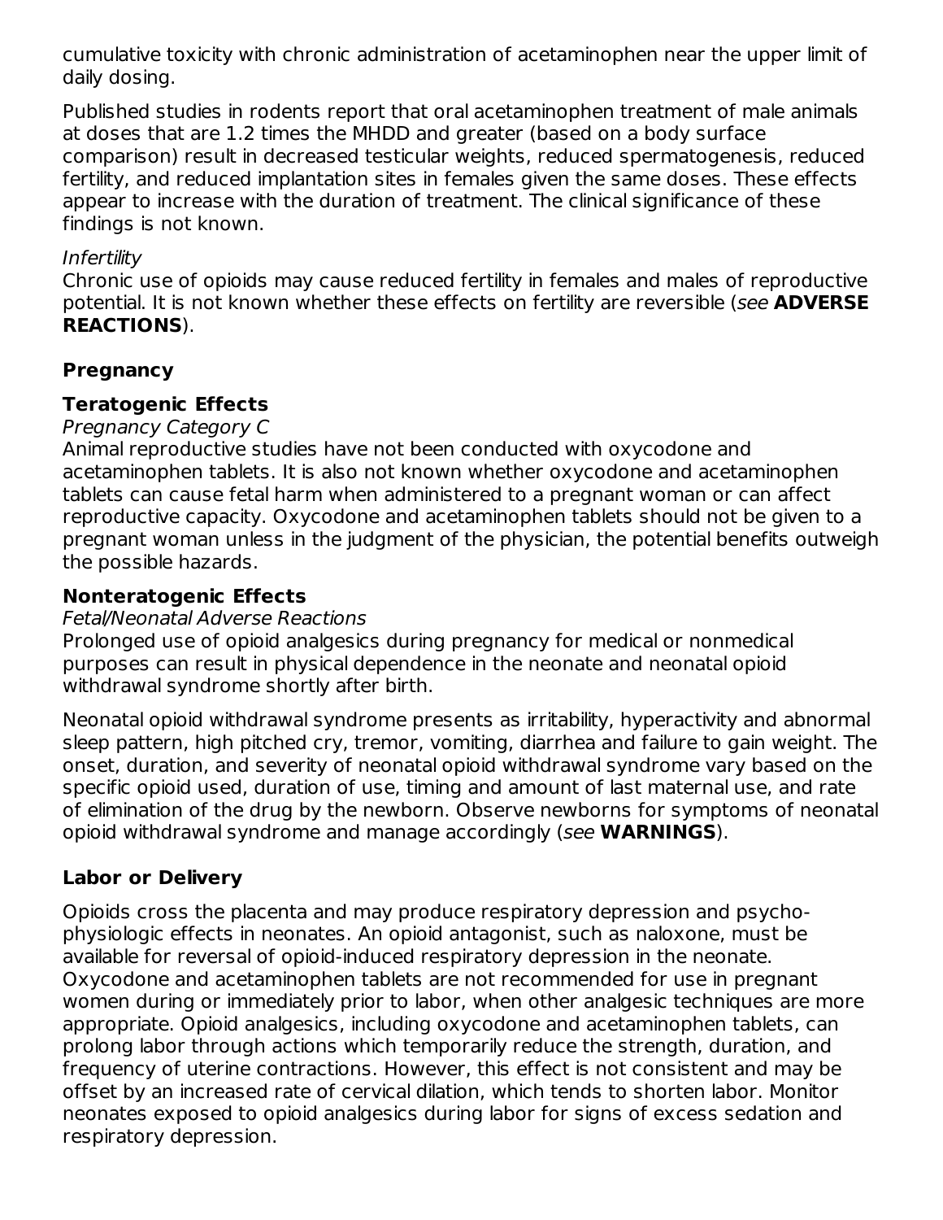cumulative toxicity with chronic administration of acetaminophen near the upper limit of daily dosing.

Published studies in rodents report that oral acetaminophen treatment of male animals at doses that are 1.2 times the MHDD and greater (based on a body surface comparison) result in decreased testicular weights, reduced spermatogenesis, reduced fertility, and reduced implantation sites in females given the same doses. These effects appear to increase with the duration of treatment. The clinical significance of these findings is not known.

*Infertility*
Chronic use of opioids may cause reduced fertility in females and males of reproductive potential. It is not known whether these effects on fertility are reversible (*see* **ADVERSE REACTIONS**).

**Pregnancy**

**Teratogenic Effects**
*Pregnancy Category C*
Animal reproductive studies have not been conducted with oxycodone and acetaminophen tablets. It is also not known whether oxycodone and acetaminophen tablets can cause fetal harm when administered to a pregnant woman or can affect reproductive capacity. Oxycodone and acetaminophen tablets should not be given to a pregnant woman unless in the judgment of the physician, the potential benefits outweigh the possible hazards.

**Nonteratogenic Effects**
*Fetal/Neonatal Adverse Reactions*
Prolonged use of opioid analgesics during pregnancy for medical or nonmedical purposes can result in physical dependence in the neonate and neonatal opioid withdrawal syndrome shortly after birth.

Neonatal opioid withdrawal syndrome presents as irritability, hyperactivity and abnormal sleep pattern, high pitched cry, tremor, vomiting, diarrhea and failure to gain weight. The onset, duration, and severity of neonatal opioid withdrawal syndrome vary based on the specific opioid used, duration of use, timing and amount of last maternal use, and rate of elimination of the drug by the newborn. Observe newborns for symptoms of neonatal opioid withdrawal syndrome and manage accordingly (*see* **WARNINGS**).

**Labor or Delivery**

Opioids cross the placenta and may produce respiratory depression and psycho-physiologic effects in neonates. An opioid antagonist, such as naloxone, must be available for reversal of opioid-induced respiratory depression in the neonate. Oxycodone and acetaminophen tablets are not recommended for use in pregnant women during or immediately prior to labor, when other analgesic techniques are more appropriate. Opioid analgesics, including oxycodone and acetaminophen tablets, can prolong labor through actions which temporarily reduce the strength, duration, and frequency of uterine contractions. However, this effect is not consistent and may be offset by an increased rate of cervical dilation, which tends to shorten labor. Monitor neonates exposed to opioid analgesics during labor for signs of excess sedation and respiratory depression.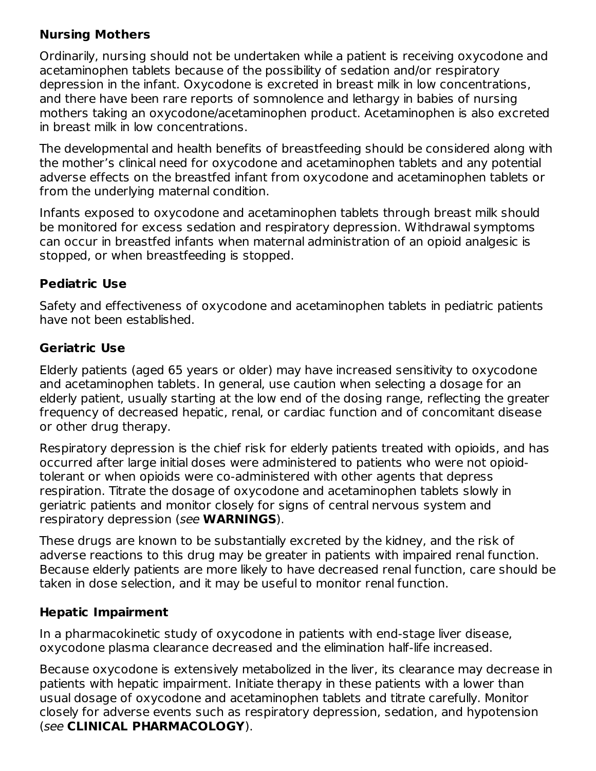**Nursing Mothers**

Ordinarily, nursing should not be undertaken while a patient is receiving oxycodone and acetaminophen tablets because of the possibility of sedation and/or respiratory depression in the infant. Oxycodone is excreted in breast milk in low concentrations, and there have been rare reports of somnolence and lethargy in babies of nursing mothers taking an oxycodone/acetaminophen product. Acetaminophen is also excreted in breast milk in low concentrations.

The developmental and health benefits of breastfeeding should be considered along with the mother's clinical need for oxycodone and acetaminophen tablets and any potential adverse effects on the breastfed infant from oxycodone and acetaminophen tablets or from the underlying maternal condition.

Infants exposed to oxycodone and acetaminophen tablets through breast milk should be monitored for excess sedation and respiratory depression. Withdrawal symptoms can occur in breastfed infants when maternal administration of an opioid analgesic is stopped, or when breastfeeding is stopped.

**Pediatric Use**

Safety and effectiveness of oxycodone and acetaminophen tablets in pediatric patients have not been established.

**Geriatric Use**

Elderly patients (aged 65 years or older) may have increased sensitivity to oxycodone and acetaminophen tablets. In general, use caution when selecting a dosage for an elderly patient, usually starting at the low end of the dosing range, reflecting the greater frequency of decreased hepatic, renal, or cardiac function and of concomitant disease or other drug therapy.

Respiratory depression is the chief risk for elderly patients treated with opioids, and has occurred after large initial doses were administered to patients who were not opioid-tolerant or when opioids were co-administered with other agents that depress respiration. Titrate the dosage of oxycodone and acetaminophen tablets slowly in geriatric patients and monitor closely for signs of central nervous system and respiratory depression (*see* **WARNINGS**).

These drugs are known to be substantially excreted by the kidney, and the risk of adverse reactions to this drug may be greater in patients with impaired renal function. Because elderly patients are more likely to have decreased renal function, care should be taken in dose selection, and it may be useful to monitor renal function.

**Hepatic Impairment**

In a pharmacokinetic study of oxycodone in patients with end-stage liver disease, oxycodone plasma clearance decreased and the elimination half-life increased.

Because oxycodone is extensively metabolized in the liver, its clearance may decrease in patients with hepatic impairment. Initiate therapy in these patients with a lower than usual dosage of oxycodone and acetaminophen tablets and titrate carefully. Monitor closely for adverse events such as respiratory depression, sedation, and hypotension (*see* **CLINICAL PHARMACOLOGY**).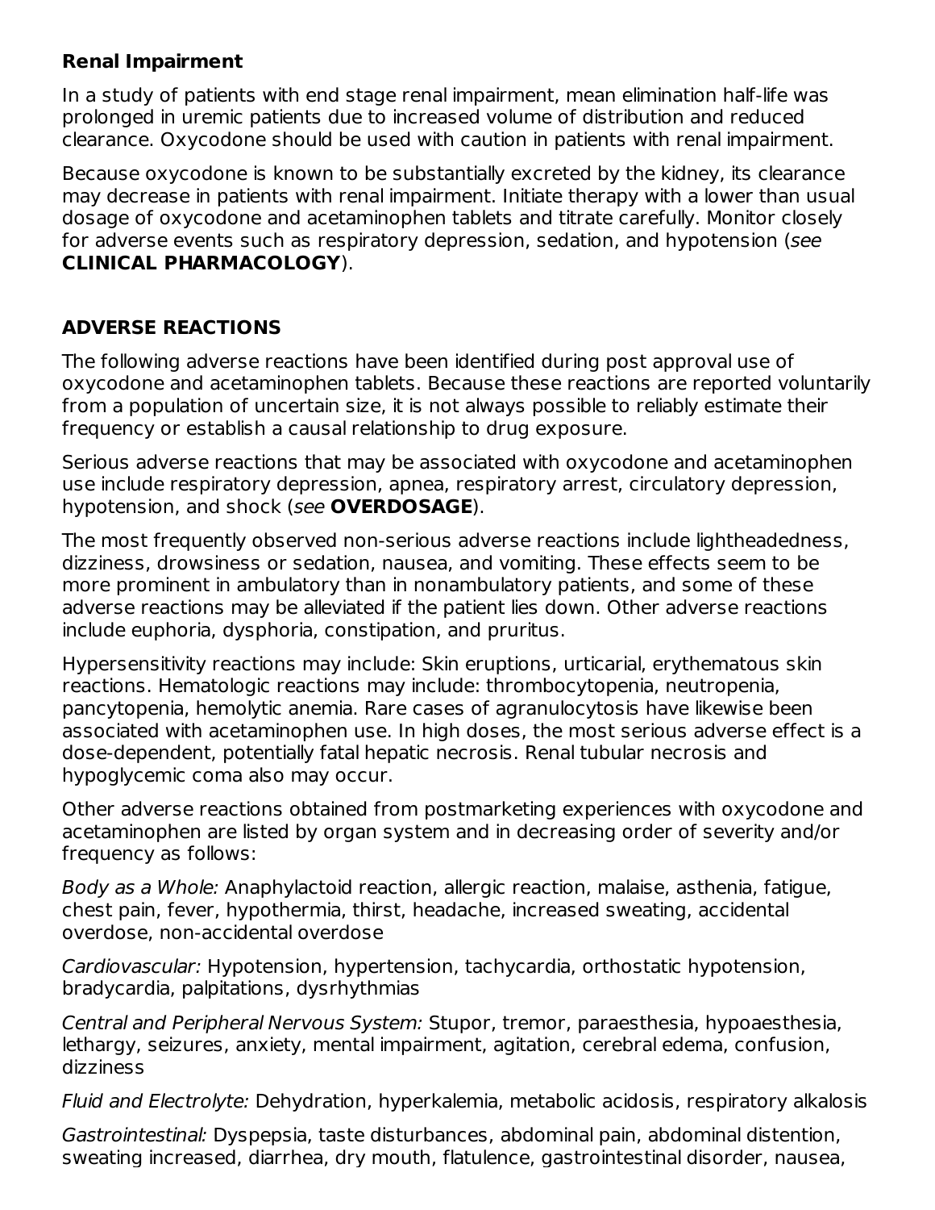**Renal Impairment**

In a study of patients with end stage renal impairment, mean elimination half-life was prolonged in uremic patients due to increased volume of distribution and reduced clearance. Oxycodone should be used with caution in patients with renal impairment.

Because oxycodone is known to be substantially excreted by the kidney, its clearance may decrease in patients with renal impairment. Initiate therapy with a lower than usual dosage of oxycodone and acetaminophen tablets and titrate carefully. Monitor closely for adverse events such as respiratory depression, sedation, and hypotension (*see* **CLINICAL PHARMACOLOGY**).

## ADVERSE REACTIONS

The following adverse reactions have been identified during post approval use of oxycodone and acetaminophen tablets. Because these reactions are reported voluntarily from a population of uncertain size, it is not always possible to reliably estimate their frequency or establish a causal relationship to drug exposure.

Serious adverse reactions that may be associated with oxycodone and acetaminophen use include respiratory depression, apnea, respiratory arrest, circulatory depression, hypotension, and shock (*see* **OVERDOSAGE**).

The most frequently observed non-serious adverse reactions include lightheadedness, dizziness, drowsiness or sedation, nausea, and vomiting. These effects seem to be more prominent in ambulatory than in nonambulatory patients, and some of these adverse reactions may be alleviated if the patient lies down. Other adverse reactions include euphoria, dysphoria, constipation, and pruritus.

Hypersensitivity reactions may include: Skin eruptions, urticarial, erythematous skin reactions. Hematologic reactions may include: thrombocytopenia, neutropenia, pancytopenia, hemolytic anemia. Rare cases of agranulocytosis have likewise been associated with acetaminophen use. In high doses, the most serious adverse effect is a dose-dependent, potentially fatal hepatic necrosis. Renal tubular necrosis and hypoglycemic coma also may occur.

Other adverse reactions obtained from postmarketing experiences with oxycodone and acetaminophen are listed by organ system and in decreasing order of severity and/or frequency as follows:

*Body as a Whole:* Anaphylactoid reaction, allergic reaction, malaise, asthenia, fatigue, chest pain, fever, hypothermia, thirst, headache, increased sweating, accidental overdose, non-accidental overdose

*Cardiovascular:* Hypotension, hypertension, tachycardia, orthostatic hypotension, bradycardia, palpitations, dysrhythmias

*Central and Peripheral Nervous System:* Stupor, tremor, paraesthesia, hypoaesthesia, lethargy, seizures, anxiety, mental impairment, agitation, cerebral edema, confusion, dizziness

*Fluid and Electrolyte:* Dehydration, hyperkalemia, metabolic acidosis, respiratory alkalosis

*Gastrointestinal:* Dyspepsia, taste disturbances, abdominal pain, abdominal distention, sweating increased, diarrhea, dry mouth, flatulence, gastrointestinal disorder, nausea,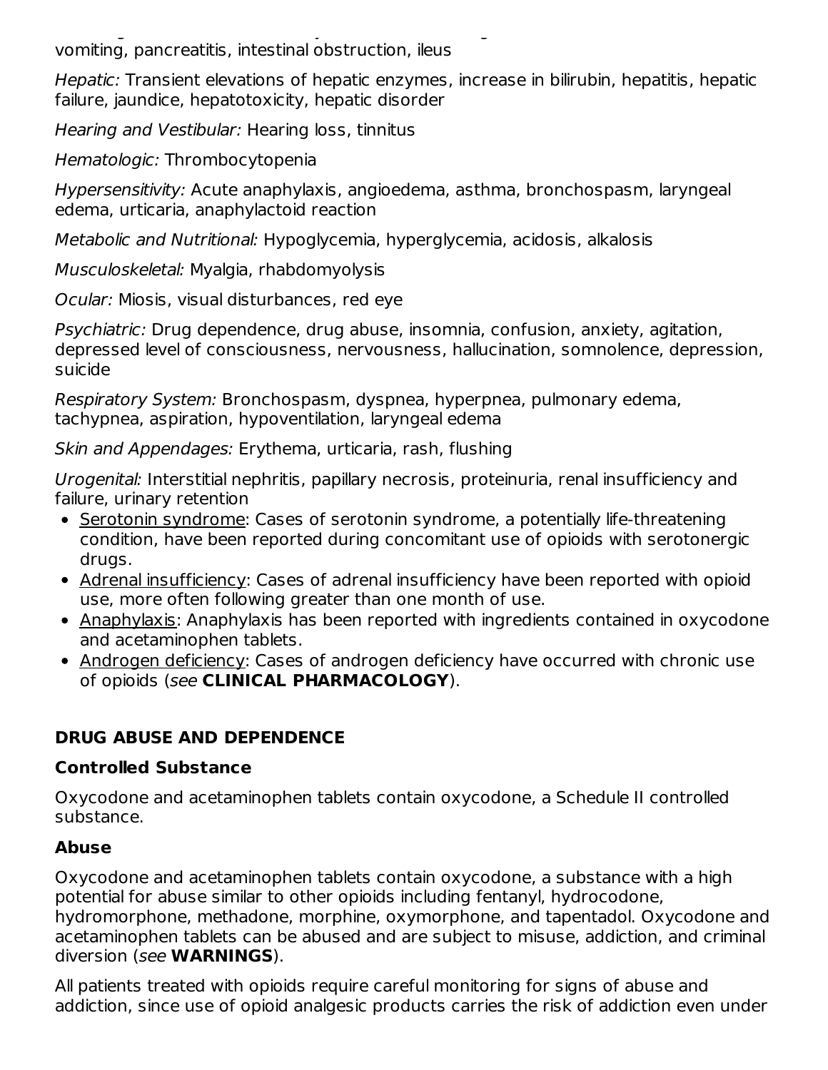vomiting, pancreatitis, intestinal obstruction, ileus

*Hepatic:* Transient elevations of hepatic enzymes, increase in bilirubin, hepatitis, hepatic failure, jaundice, hepatotoxicity, hepatic disorder

*Hearing and Vestibular:* Hearing loss, tinnitus

*Hematologic:* Thrombocytopenia

*Hypersensitivity:* Acute anaphylaxis, angioedema, asthma, bronchospasm, laryngeal edema, urticaria, anaphylactoid reaction

*Metabolic and Nutritional:* Hypoglycemia, hyperglycemia, acidosis, alkalosis

*Musculoskeletal:* Myalgia, rhabdomyolysis

*Ocular:* Miosis, visual disturbances, red eye

*Psychiatric:* Drug dependence, drug abuse, insomnia, confusion, anxiety, agitation, depressed level of consciousness, nervousness, hallucination, somnolence, depression, suicide

*Respiratory System:* Bronchospasm, dyspnea, hyperpnea, pulmonary edema, tachypnea, aspiration, hypoventilation, laryngeal edema

*Skin and Appendages:* Erythema, urticaria, rash, flushing

*Urogenital:* Interstitial nephritis, papillary necrosis, proteinuria, renal insufficiency and failure, urinary retention

- Serotonin syndrome: Cases of serotonin syndrome, a potentially life-threatening condition, have been reported during concomitant use of opioids with serotonergic drugs.
- Adrenal insufficiency: Cases of adrenal insufficiency have been reported with opioid use, more often following greater than one month of use.
- Anaphylaxis: Anaphylaxis has been reported with ingredients contained in oxycodone and acetaminophen tablets.
- Androgen deficiency: Cases of androgen deficiency have occurred with chronic use of opioids (*see* **CLINICAL PHARMACOLOGY**).

## DRUG ABUSE AND DEPENDENCE

### Controlled Substance

Oxycodone and acetaminophen tablets contain oxycodone, a Schedule II controlled substance.

### Abuse

Oxycodone and acetaminophen tablets contain oxycodone, a substance with a high potential for abuse similar to other opioids including fentanyl, hydrocodone, hydromorphone, methadone, morphine, oxymorphone, and tapentadol. Oxycodone and acetaminophen tablets can be abused and are subject to misuse, addiction, and criminal diversion (*see* **WARNINGS**).

All patients treated with opioids require careful monitoring for signs of abuse and addiction, since use of opioid analgesic products carries the risk of addiction even under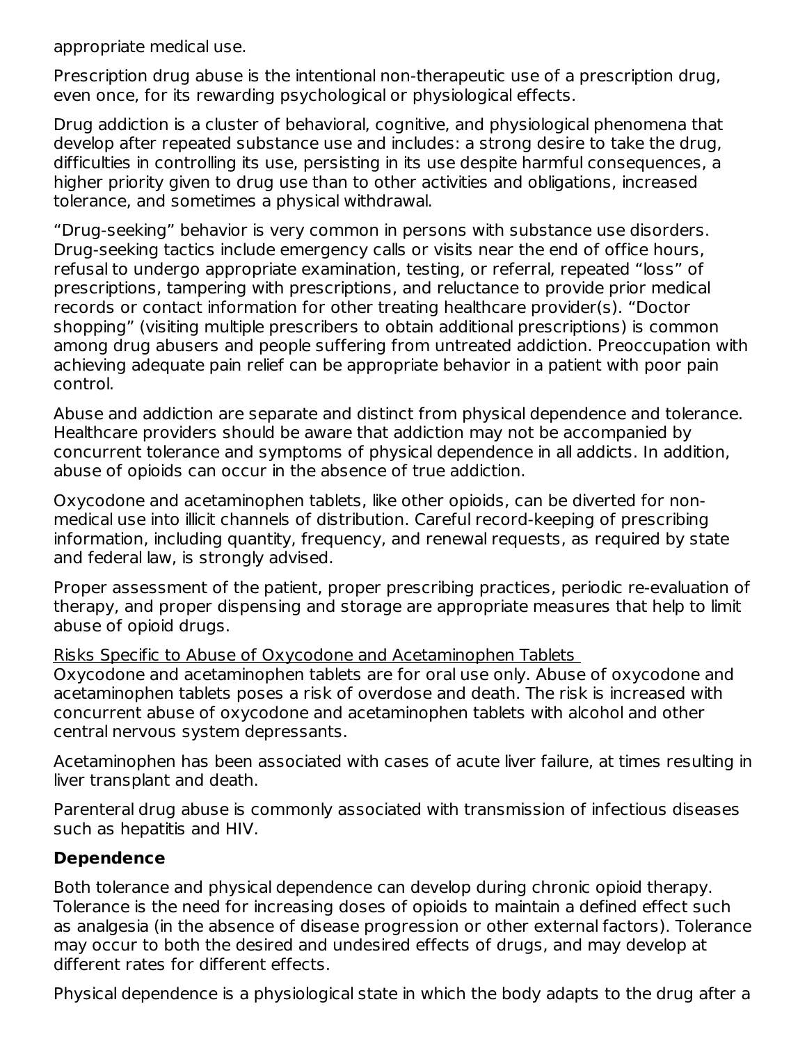appropriate medical use.

Prescription drug abuse is the intentional non-therapeutic use of a prescription drug, even once, for its rewarding psychological or physiological effects.

Drug addiction is a cluster of behavioral, cognitive, and physiological phenomena that develop after repeated substance use and includes: a strong desire to take the drug, difficulties in controlling its use, persisting in its use despite harmful consequences, a higher priority given to drug use than to other activities and obligations, increased tolerance, and sometimes a physical withdrawal.

"Drug-seeking" behavior is very common in persons with substance use disorders. Drug-seeking tactics include emergency calls or visits near the end of office hours, refusal to undergo appropriate examination, testing, or referral, repeated "loss" of prescriptions, tampering with prescriptions, and reluctance to provide prior medical records or contact information for other treating healthcare provider(s). "Doctor shopping" (visiting multiple prescribers to obtain additional prescriptions) is common among drug abusers and people suffering from untreated addiction. Preoccupation with achieving adequate pain relief can be appropriate behavior in a patient with poor pain control.

Abuse and addiction are separate and distinct from physical dependence and tolerance. Healthcare providers should be aware that addiction may not be accompanied by concurrent tolerance and symptoms of physical dependence in all addicts. In addition, abuse of opioids can occur in the absence of true addiction.

Oxycodone and acetaminophen tablets, like other opioids, can be diverted for non-medical use into illicit channels of distribution. Careful record-keeping of prescribing information, including quantity, frequency, and renewal requests, as required by state and federal law, is strongly advised.

Proper assessment of the patient, proper prescribing practices, periodic re-evaluation of therapy, and proper dispensing and storage are appropriate measures that help to limit abuse of opioid drugs.

Risks Specific to Abuse of Oxycodone and Acetaminophen Tablets

Oxycodone and acetaminophen tablets are for oral use only. Abuse of oxycodone and acetaminophen tablets poses a risk of overdose and death. The risk is increased with concurrent abuse of oxycodone and acetaminophen tablets with alcohol and other central nervous system depressants.

Acetaminophen has been associated with cases of acute liver failure, at times resulting in liver transplant and death.

Parenteral drug abuse is commonly associated with transmission of infectious diseases such as hepatitis and HIV.

**Dependence**

Both tolerance and physical dependence can develop during chronic opioid therapy. Tolerance is the need for increasing doses of opioids to maintain a defined effect such as analgesia (in the absence of disease progression or other external factors). Tolerance may occur to both the desired and undesired effects of drugs, and may develop at different rates for different effects.

Physical dependence is a physiological state in which the body adapts to the drug after a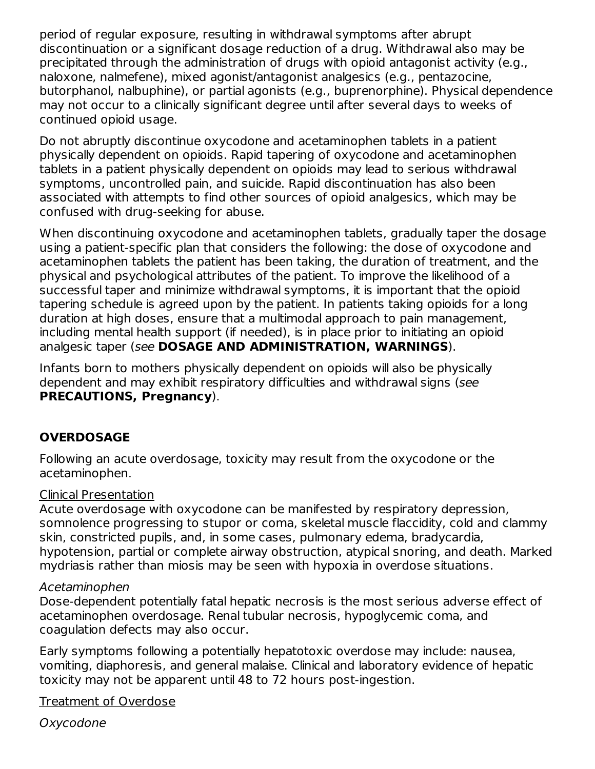period of regular exposure, resulting in withdrawal symptoms after abrupt discontinuation or a significant dosage reduction of a drug. Withdrawal also may be precipitated through the administration of drugs with opioid antagonist activity (e.g., naloxone, nalmefene), mixed agonist/antagonist analgesics (e.g., pentazocine, butorphanol, nalbuphine), or partial agonists (e.g., buprenorphine). Physical dependence may not occur to a clinically significant degree until after several days to weeks of continued opioid usage.

Do not abruptly discontinue oxycodone and acetaminophen tablets in a patient physically dependent on opioids. Rapid tapering of oxycodone and acetaminophen tablets in a patient physically dependent on opioids may lead to serious withdrawal symptoms, uncontrolled pain, and suicide. Rapid discontinuation has also been associated with attempts to find other sources of opioid analgesics, which may be confused with drug-seeking for abuse.

When discontinuing oxycodone and acetaminophen tablets, gradually taper the dosage using a patient-specific plan that considers the following: the dose of oxycodone and acetaminophen tablets the patient has been taking, the duration of treatment, and the physical and psychological attributes of the patient. To improve the likelihood of a successful taper and minimize withdrawal symptoms, it is important that the opioid tapering schedule is agreed upon by the patient. In patients taking opioids for a long duration at high doses, ensure that a multimodal approach to pain management, including mental health support (if needed), is in place prior to initiating an opioid analgesic taper (*see* **DOSAGE AND ADMINISTRATION, WARNINGS**).

Infants born to mothers physically dependent on opioids will also be physically dependent and may exhibit respiratory difficulties and withdrawal signs (*see* **PRECAUTIONS, Pregnancy**).

## OVERDOSAGE

Following an acute overdosage, toxicity may result from the oxycodone or the acetaminophen.

Clinical Presentation

Acute overdosage with oxycodone can be manifested by respiratory depression, somnolence progressing to stupor or coma, skeletal muscle flaccidity, cold and clammy skin, constricted pupils, and, in some cases, pulmonary edema, bradycardia, hypotension, partial or complete airway obstruction, atypical snoring, and death. Marked mydriasis rather than miosis may be seen with hypoxia in overdose situations.

*Acetaminophen*

Dose-dependent potentially fatal hepatic necrosis is the most serious adverse effect of acetaminophen overdosage. Renal tubular necrosis, hypoglycemic coma, and coagulation defects may also occur.

Early symptoms following a potentially hepatotoxic overdose may include: nausea, vomiting, diaphoresis, and general malaise. Clinical and laboratory evidence of hepatic toxicity may not be apparent until 48 to 72 hours post-ingestion.

Treatment of Overdose

*Oxycodone*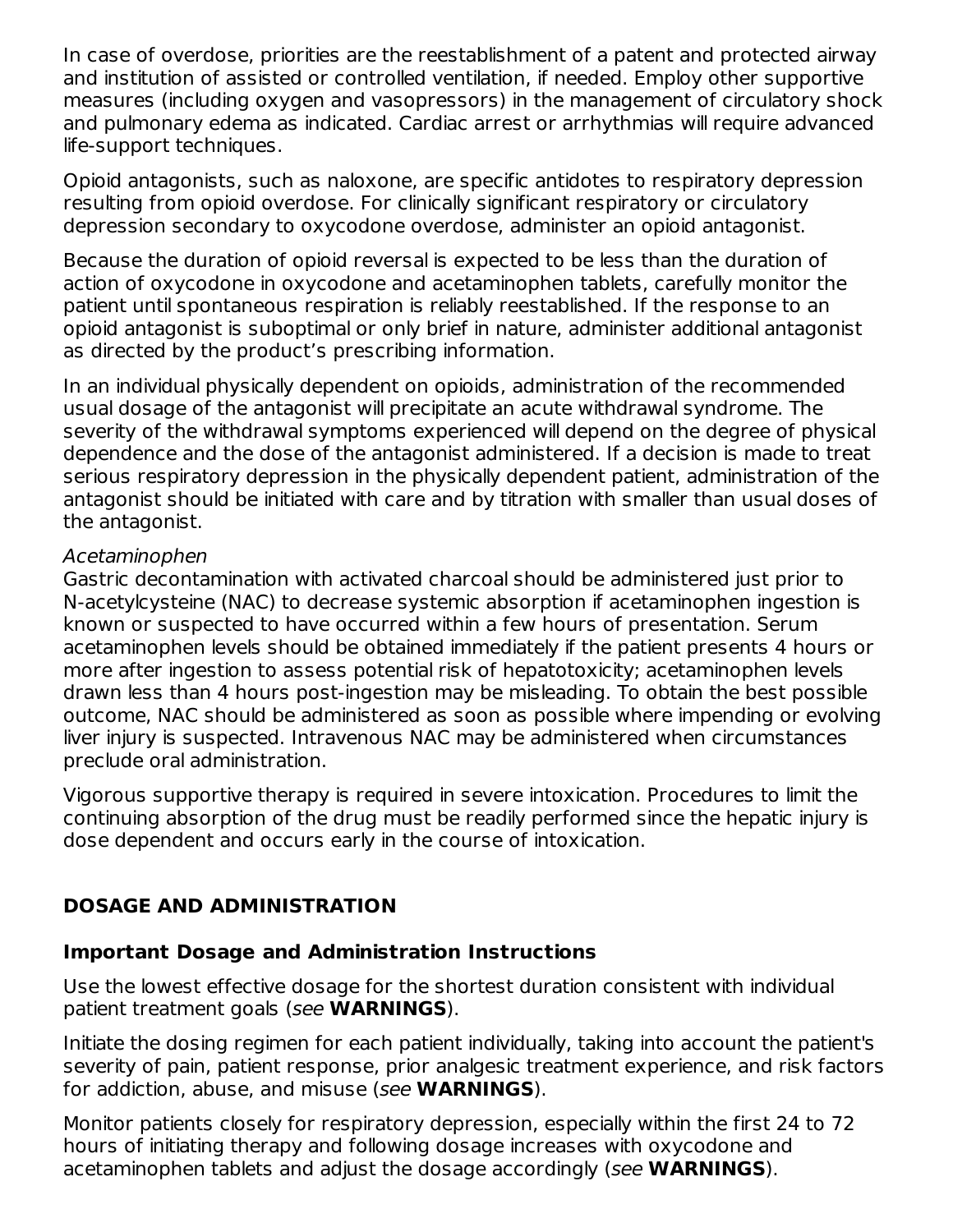In case of overdose, priorities are the reestablishment of a patent and protected airway and institution of assisted or controlled ventilation, if needed. Employ other supportive measures (including oxygen and vasopressors) in the management of circulatory shock and pulmonary edema as indicated. Cardiac arrest or arrhythmias will require advanced life-support techniques.

Opioid antagonists, such as naloxone, are specific antidotes to respiratory depression resulting from opioid overdose. For clinically significant respiratory or circulatory depression secondary to oxycodone overdose, administer an opioid antagonist.

Because the duration of opioid reversal is expected to be less than the duration of action of oxycodone in oxycodone and acetaminophen tablets, carefully monitor the patient until spontaneous respiration is reliably reestablished. If the response to an opioid antagonist is suboptimal or only brief in nature, administer additional antagonist as directed by the product's prescribing information.

In an individual physically dependent on opioids, administration of the recommended usual dosage of the antagonist will precipitate an acute withdrawal syndrome. The severity of the withdrawal symptoms experienced will depend on the degree of physical dependence and the dose of the antagonist administered. If a decision is made to treat serious respiratory depression in the physically dependent patient, administration of the antagonist should be initiated with care and by titration with smaller than usual doses of the antagonist.

*Acetaminophen*
Gastric decontamination with activated charcoal should be administered just prior to N-acetylcysteine (NAC) to decrease systemic absorption if acetaminophen ingestion is known or suspected to have occurred within a few hours of presentation. Serum acetaminophen levels should be obtained immediately if the patient presents 4 hours or more after ingestion to assess potential risk of hepatotoxicity; acetaminophen levels drawn less than 4 hours post-ingestion may be misleading. To obtain the best possible outcome, NAC should be administered as soon as possible where impending or evolving liver injury is suspected. Intravenous NAC may be administered when circumstances preclude oral administration.

Vigorous supportive therapy is required in severe intoxication. Procedures to limit the continuing absorption of the drug must be readily performed since the hepatic injury is dose dependent and occurs early in the course of intoxication.

## DOSAGE AND ADMINISTRATION

### Important Dosage and Administration Instructions

Use the lowest effective dosage for the shortest duration consistent with individual patient treatment goals (*see* **WARNINGS**).

Initiate the dosing regimen for each patient individually, taking into account the patient's severity of pain, patient response, prior analgesic treatment experience, and risk factors for addiction, abuse, and misuse (*see* **WARNINGS**).

Monitor patients closely for respiratory depression, especially within the first 24 to 72 hours of initiating therapy and following dosage increases with oxycodone and acetaminophen tablets and adjust the dosage accordingly (*see* **WARNINGS**).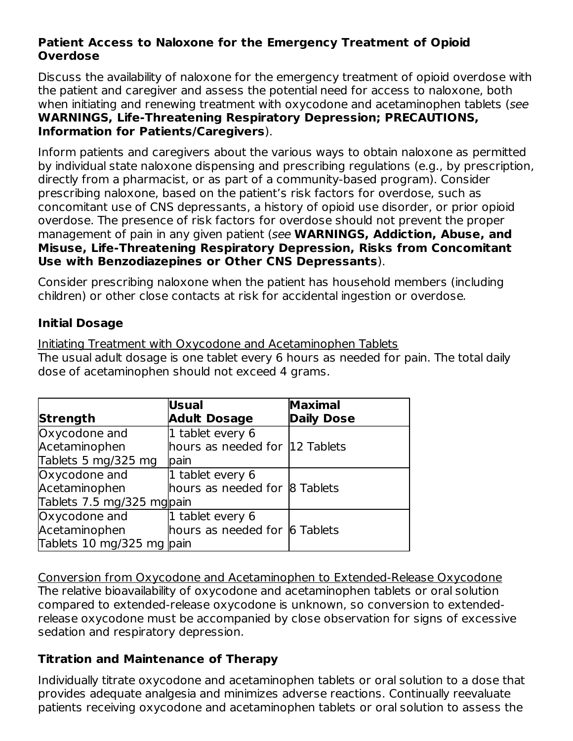**Patient Access to Naloxone for the Emergency Treatment of Opioid Overdose**

Discuss the availability of naloxone for the emergency treatment of opioid overdose with the patient and caregiver and assess the potential need for access to naloxone, both when initiating and renewing treatment with oxycodone and acetaminophen tablets (*see* **WARNINGS, Life-Threatening Respiratory Depression; PRECAUTIONS, Information for Patients/Caregivers**).

Inform patients and caregivers about the various ways to obtain naloxone as permitted by individual state naloxone dispensing and prescribing regulations (e.g., by prescription, directly from a pharmacist, or as part of a community-based program). Consider prescribing naloxone, based on the patient's risk factors for overdose, such as concomitant use of CNS depressants, a history of opioid use disorder, or prior opioid overdose. The presence of risk factors for overdose should not prevent the proper management of pain in any given patient (*see* **WARNINGS, Addiction, Abuse, and Misuse, Life-Threatening Respiratory Depression, Risks from Concomitant Use with Benzodiazepines or Other CNS Depressants**).

Consider prescribing naloxone when the patient has household members (including children) or other close contacts at risk for accidental ingestion or overdose.

**Initial Dosage**

Initiating Treatment with Oxycodone and Acetaminophen Tablets

The usual adult dosage is one tablet every 6 hours as needed for pain. The total daily dose of acetaminophen should not exceed 4 grams.

| Strength | Usual Adult Dosage | Maximal Daily Dose |
|---|---|---|
| Oxycodone and Acetaminophen Tablets 5 mg/325 mg | 1 tablet every 6 hours as needed for pain | 12 Tablets |
| Oxycodone and Acetaminophen Tablets 7.5 mg/325 mg | 1 tablet every 6 hours as needed for pain | 8 Tablets |
| Oxycodone and Acetaminophen Tablets 10 mg/325 mg | 1 tablet every 6 hours as needed for pain | 6 Tablets |

Conversion from Oxycodone and Acetaminophen to Extended-Release Oxycodone

The relative bioavailability of oxycodone and acetaminophen tablets or oral solution compared to extended-release oxycodone is unknown, so conversion to extended-release oxycodone must be accompanied by close observation for signs of excessive sedation and respiratory depression.

**Titration and Maintenance of Therapy**

Individually titrate oxycodone and acetaminophen tablets or oral solution to a dose that provides adequate analgesia and minimizes adverse reactions. Continually reevaluate patients receiving oxycodone and acetaminophen tablets or oral solution to assess the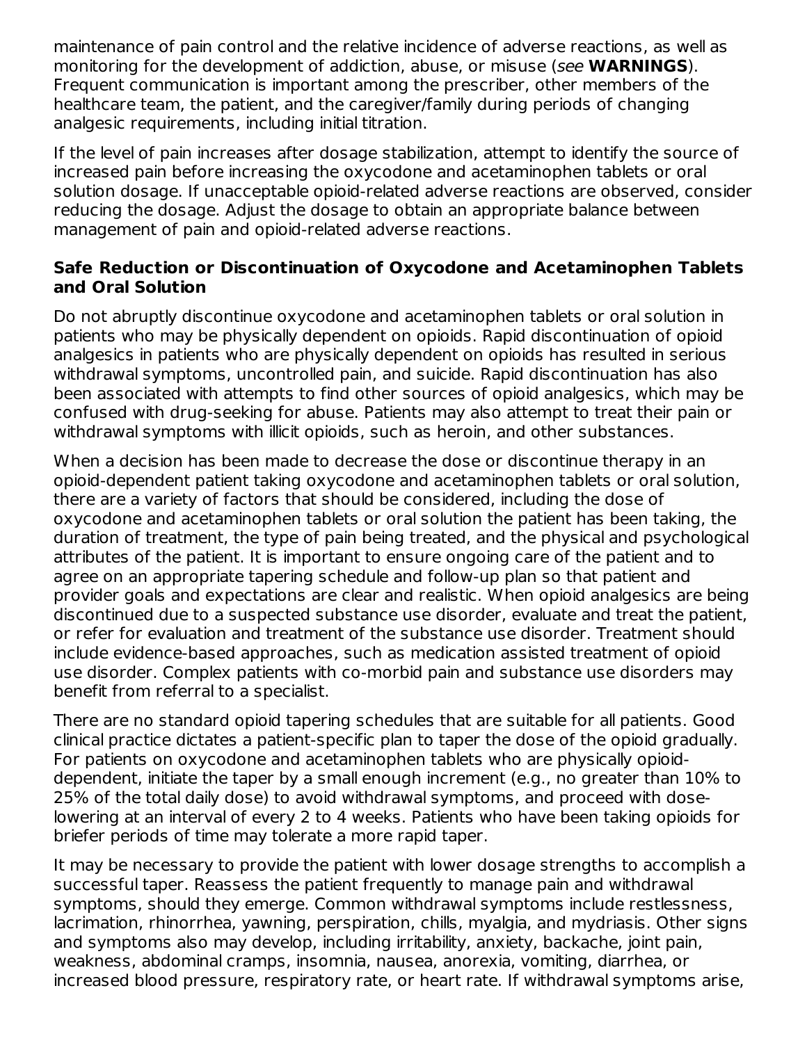maintenance of pain control and the relative incidence of adverse reactions, as well as monitoring for the development of addiction, abuse, or misuse (*see* **WARNINGS**). Frequent communication is important among the prescriber, other members of the healthcare team, the patient, and the caregiver/family during periods of changing analgesic requirements, including initial titration.

If the level of pain increases after dosage stabilization, attempt to identify the source of increased pain before increasing the oxycodone and acetaminophen tablets or oral solution dosage. If unacceptable opioid-related adverse reactions are observed, consider reducing the dosage. Adjust the dosage to obtain an appropriate balance between management of pain and opioid-related adverse reactions.

**Safe Reduction or Discontinuation of Oxycodone and Acetaminophen Tablets and Oral Solution**

Do not abruptly discontinue oxycodone and acetaminophen tablets or oral solution in patients who may be physically dependent on opioids. Rapid discontinuation of opioid analgesics in patients who are physically dependent on opioids has resulted in serious withdrawal symptoms, uncontrolled pain, and suicide. Rapid discontinuation has also been associated with attempts to find other sources of opioid analgesics, which may be confused with drug-seeking for abuse. Patients may also attempt to treat their pain or withdrawal symptoms with illicit opioids, such as heroin, and other substances.

When a decision has been made to decrease the dose or discontinue therapy in an opioid-dependent patient taking oxycodone and acetaminophen tablets or oral solution, there are a variety of factors that should be considered, including the dose of oxycodone and acetaminophen tablets or oral solution the patient has been taking, the duration of treatment, the type of pain being treated, and the physical and psychological attributes of the patient. It is important to ensure ongoing care of the patient and to agree on an appropriate tapering schedule and follow-up plan so that patient and provider goals and expectations are clear and realistic. When opioid analgesics are being discontinued due to a suspected substance use disorder, evaluate and treat the patient, or refer for evaluation and treatment of the substance use disorder. Treatment should include evidence-based approaches, such as medication assisted treatment of opioid use disorder. Complex patients with co-morbid pain and substance use disorders may benefit from referral to a specialist.

There are no standard opioid tapering schedules that are suitable for all patients. Good clinical practice dictates a patient-specific plan to taper the dose of the opioid gradually. For patients on oxycodone and acetaminophen tablets who are physically opioid-dependent, initiate the taper by a small enough increment (e.g., no greater than 10% to 25% of the total daily dose) to avoid withdrawal symptoms, and proceed with dose-lowering at an interval of every 2 to 4 weeks. Patients who have been taking opioids for briefer periods of time may tolerate a more rapid taper.

It may be necessary to provide the patient with lower dosage strengths to accomplish a successful taper. Reassess the patient frequently to manage pain and withdrawal symptoms, should they emerge. Common withdrawal symptoms include restlessness, lacrimation, rhinorrhea, yawning, perspiration, chills, myalgia, and mydriasis. Other signs and symptoms also may develop, including irritability, anxiety, backache, joint pain, weakness, abdominal cramps, insomnia, nausea, anorexia, vomiting, diarrhea, or increased blood pressure, respiratory rate, or heart rate. If withdrawal symptoms arise,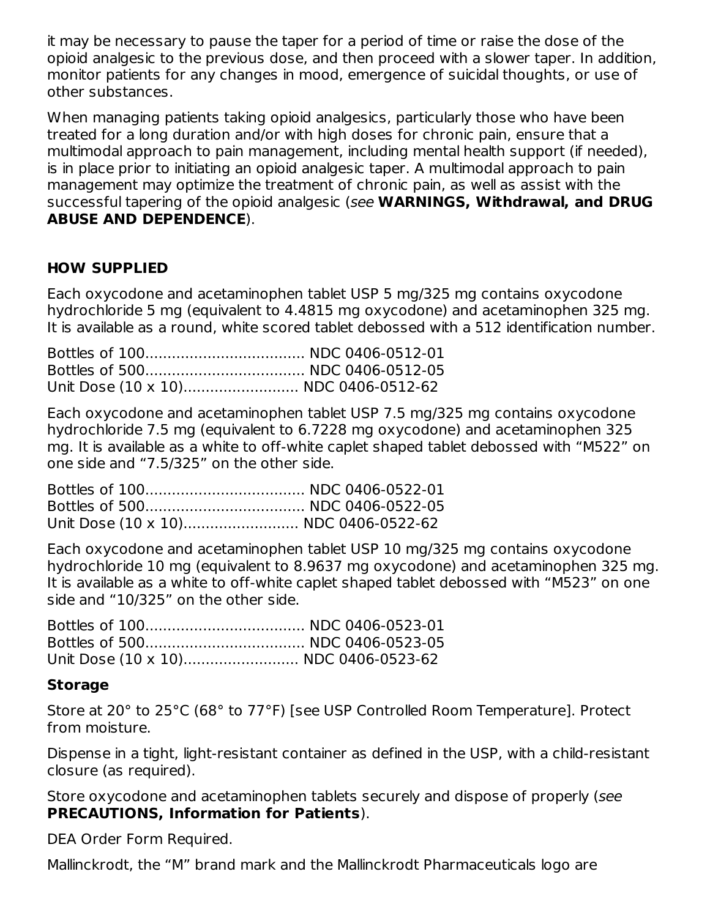it may be necessary to pause the taper for a period of time or raise the dose of the opioid analgesic to the previous dose, and then proceed with a slower taper. In addition, monitor patients for any changes in mood, emergence of suicidal thoughts, or use of other substances.

When managing patients taking opioid analgesics, particularly those who have been treated for a long duration and/or with high doses for chronic pain, ensure that a multimodal approach to pain management, including mental health support (if needed), is in place prior to initiating an opioid analgesic taper. A multimodal approach to pain management may optimize the treatment of chronic pain, as well as assist with the successful tapering of the opioid analgesic (*see* **WARNINGS, Withdrawal, and DRUG ABUSE AND DEPENDENCE**).

## HOW SUPPLIED

Each oxycodone and acetaminophen tablet USP 5 mg/325 mg contains oxycodone hydrochloride 5 mg (equivalent to 4.4815 mg oxycodone) and acetaminophen 325 mg. It is available as a round, white scored tablet debossed with a 512 identification number.

Bottles of 100.................................... NDC 0406-0512-01
Bottles of 500.................................... NDC 0406-0512-05
Unit Dose (10 x 10).......................... NDC 0406-0512-62

Each oxycodone and acetaminophen tablet USP 7.5 mg/325 mg contains oxycodone hydrochloride 7.5 mg (equivalent to 6.7228 mg oxycodone) and acetaminophen 325 mg. It is available as a white to off-white caplet shaped tablet debossed with “M522” on one side and “7.5/325” on the other side.

Bottles of 100.................................... NDC 0406-0522-01
Bottles of 500.................................... NDC 0406-0522-05
Unit Dose (10 x 10).......................... NDC 0406-0522-62

Each oxycodone and acetaminophen tablet USP 10 mg/325 mg contains oxycodone hydrochloride 10 mg (equivalent to 8.9637 mg oxycodone) and acetaminophen 325 mg. It is available as a white to off-white caplet shaped tablet debossed with “M523” on one side and “10/325” on the other side.

Bottles of 100.................................... NDC 0406-0523-01
Bottles of 500.................................... NDC 0406-0523-05
Unit Dose (10 x 10).......................... NDC 0406-0523-62

### Storage

Store at 20° to 25°C (68° to 77°F) [see USP Controlled Room Temperature]. Protect from moisture.

Dispense in a tight, light-resistant container as defined in the USP, with a child-resistant closure (as required).

Store oxycodone and acetaminophen tablets securely and dispose of properly (*see* **PRECAUTIONS, Information for Patients**).

DEA Order Form Required.

Mallinckrodt, the “M” brand mark and the Mallinckrodt Pharmaceuticals logo are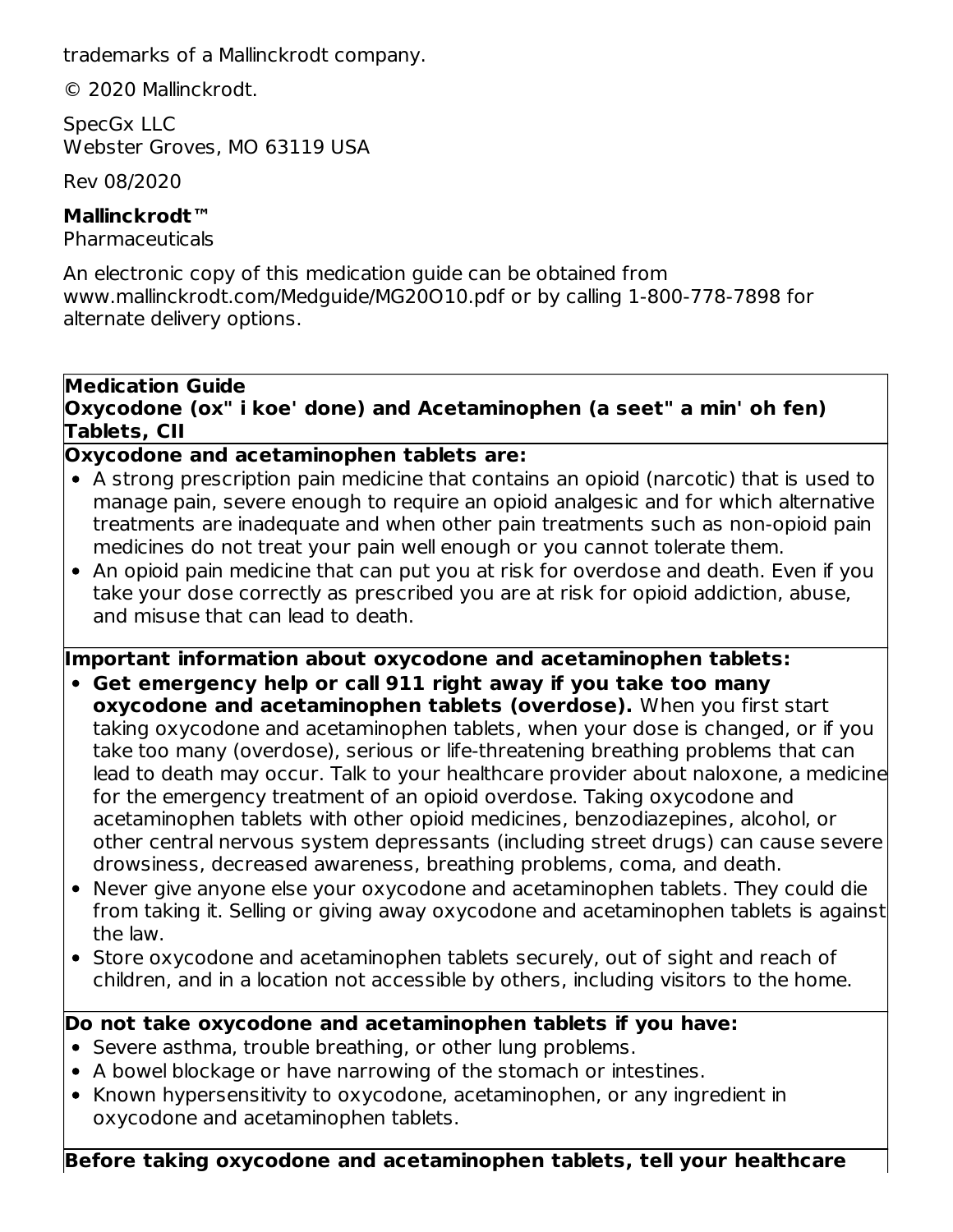trademarks of a Mallinckrodt company.

© 2020 Mallinckrodt.

SpecGx LLC
Webster Groves, MO 63119 USA

Rev 08/2020

**Mallinckrodt™**
Pharmaceuticals

An electronic copy of this medication guide can be obtained from www.mallinckrodt.com/Medguide/MG20O10.pdf or by calling 1-800-778-7898 for alternate delivery options.

**Medication Guide**
**Oxycodone (ox" i koe' done) and Acetaminophen (a seet" a min' oh fen) Tablets, CII**

**Oxycodone and acetaminophen tablets are:**

- A strong prescription pain medicine that contains an opioid (narcotic) that is used to manage pain, severe enough to require an opioid analgesic and for which alternative treatments are inadequate and when other pain treatments such as non-opioid pain medicines do not treat your pain well enough or you cannot tolerate them.
- An opioid pain medicine that can put you at risk for overdose and death. Even if you take your dose correctly as prescribed you are at risk for opioid addiction, abuse, and misuse that can lead to death.

**Important information about oxycodone and acetaminophen tablets:**

- **Get emergency help or call 911 right away if you take too many oxycodone and acetaminophen tablets (overdose).** When you first start taking oxycodone and acetaminophen tablets, when your dose is changed, or if you take too many (overdose), serious or life-threatening breathing problems that can lead to death may occur. Talk to your healthcare provider about naloxone, a medicine for the emergency treatment of an opioid overdose. Taking oxycodone and acetaminophen tablets with other opioid medicines, benzodiazepines, alcohol, or other central nervous system depressants (including street drugs) can cause severe drowsiness, decreased awareness, breathing problems, coma, and death.
- Never give anyone else your oxycodone and acetaminophen tablets. They could die from taking it. Selling or giving away oxycodone and acetaminophen tablets is against the law.
- Store oxycodone and acetaminophen tablets securely, out of sight and reach of children, and in a location not accessible by others, including visitors to the home.

**Do not take oxycodone and acetaminophen tablets if you have:**

- Severe asthma, trouble breathing, or other lung problems.
- A bowel blockage or have narrowing of the stomach or intestines.
- Known hypersensitivity to oxycodone, acetaminophen, or any ingredient in oxycodone and acetaminophen tablets.

**Before taking oxycodone and acetaminophen tablets, tell your healthcare**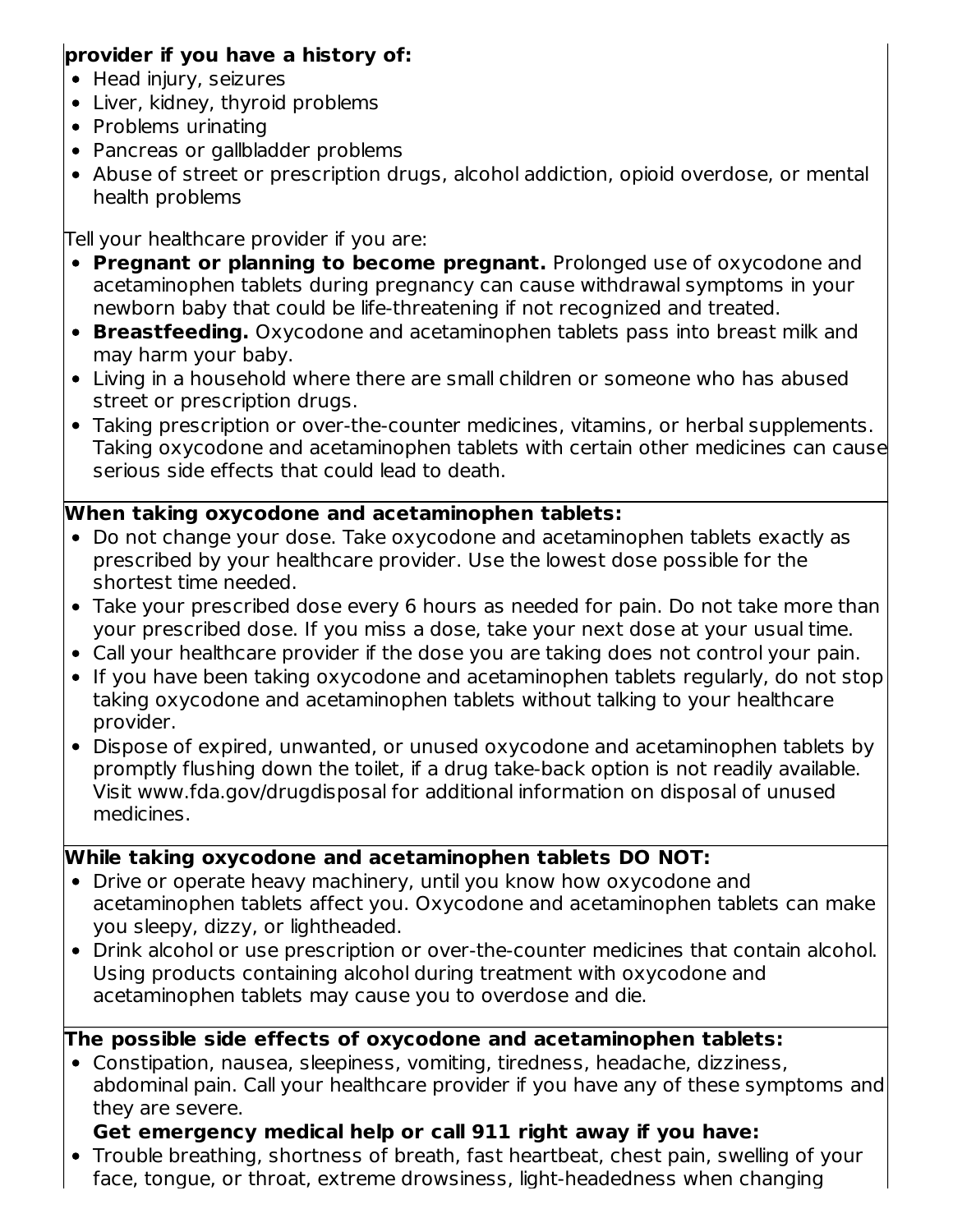**provider if you have a history of:**

- Head injury, seizures
- Liver, kidney, thyroid problems
- Problems urinating
- Pancreas or gallbladder problems
- Abuse of street or prescription drugs, alcohol addiction, opioid overdose, or mental health problems

Tell your healthcare provider if you are:

- **Pregnant or planning to become pregnant.** Prolonged use of oxycodone and acetaminophen tablets during pregnancy can cause withdrawal symptoms in your newborn baby that could be life-threatening if not recognized and treated.
- **Breastfeeding.** Oxycodone and acetaminophen tablets pass into breast milk and may harm your baby.
- Living in a household where there are small children or someone who has abused street or prescription drugs.
- Taking prescription or over-the-counter medicines, vitamins, or herbal supplements. Taking oxycodone and acetaminophen tablets with certain other medicines can cause serious side effects that could lead to death.

**When taking oxycodone and acetaminophen tablets:**

- Do not change your dose. Take oxycodone and acetaminophen tablets exactly as prescribed by your healthcare provider. Use the lowest dose possible for the shortest time needed.
- Take your prescribed dose every 6 hours as needed for pain. Do not take more than your prescribed dose. If you miss a dose, take your next dose at your usual time.
- Call your healthcare provider if the dose you are taking does not control your pain.
- If you have been taking oxycodone and acetaminophen tablets regularly, do not stop taking oxycodone and acetaminophen tablets without talking to your healthcare provider.
- Dispose of expired, unwanted, or unused oxycodone and acetaminophen tablets by promptly flushing down the toilet, if a drug take-back option is not readily available. Visit www.fda.gov/drugdisposal for additional information on disposal of unused medicines.

**While taking oxycodone and acetaminophen tablets DO NOT:**

- Drive or operate heavy machinery, until you know how oxycodone and acetaminophen tablets affect you. Oxycodone and acetaminophen tablets can make you sleepy, dizzy, or lightheaded.
- Drink alcohol or use prescription or over-the-counter medicines that contain alcohol. Using products containing alcohol during treatment with oxycodone and acetaminophen tablets may cause you to overdose and die.

**The possible side effects of oxycodone and acetaminophen tablets:**

- Constipation, nausea, sleepiness, vomiting, tiredness, headache, dizziness, abdominal pain. Call your healthcare provider if you have any of these symptoms and they are severe.

**Get emergency medical help or call 911 right away if you have:**

- Trouble breathing, shortness of breath, fast heartbeat, chest pain, swelling of your face, tongue, or throat, extreme drowsiness, light-headedness when changing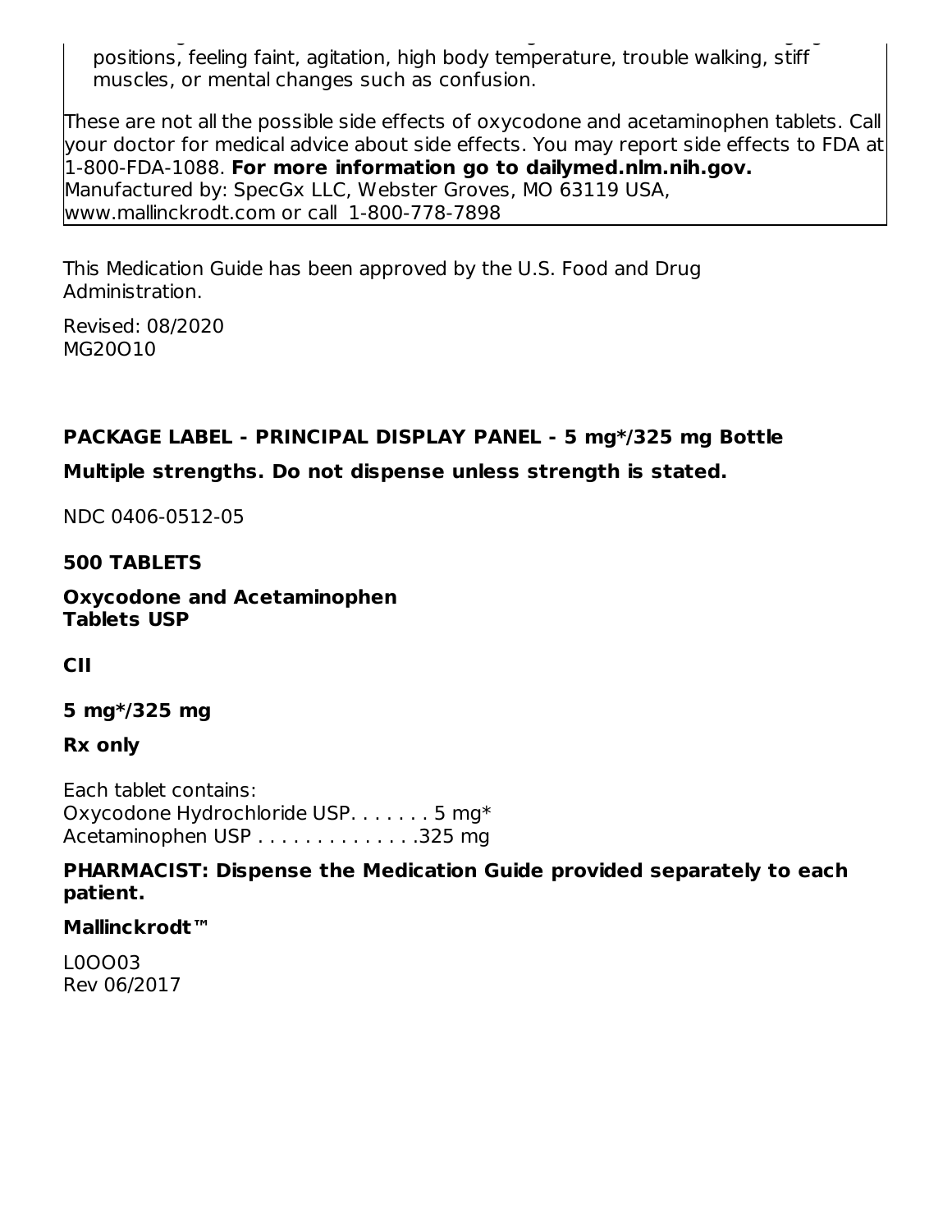positions, feeling faint, agitation, high body temperature, trouble walking, stiff muscles, or mental changes such as confusion.

These are not all the possible side effects of oxycodone and acetaminophen tablets. Call your doctor for medical advice about side effects. You may report side effects to FDA at 1-800-FDA-1088. **For more information go to dailymed.nlm.nih.gov.**
Manufactured by: SpecGx LLC, Webster Groves, MO 63119 USA,
www.mallinckrodt.com or call 1-800-778-7898

This Medication Guide has been approved by the U.S. Food and Drug Administration.

Revised: 08/2020
MG20O10

**PACKAGE LABEL - PRINCIPAL DISPLAY PANEL - 5 mg*/325 mg Bottle**

**Multiple strengths. Do not dispense unless strength is stated.**

NDC 0406-0512-05

**500 TABLETS**

**Oxycodone and Acetaminophen Tablets USP**

**CII**

**5 mg*/325 mg**

**Rx only**

Each tablet contains:
Oxycodone Hydrochloride USP. . . . . . . 5 mg*
Acetaminophen USP . . . . . . . . . . . . . .325 mg

**PHARMACIST: Dispense the Medication Guide provided separately to each patient.**

**Mallinckrodt™**

L0OO03
Rev 06/2017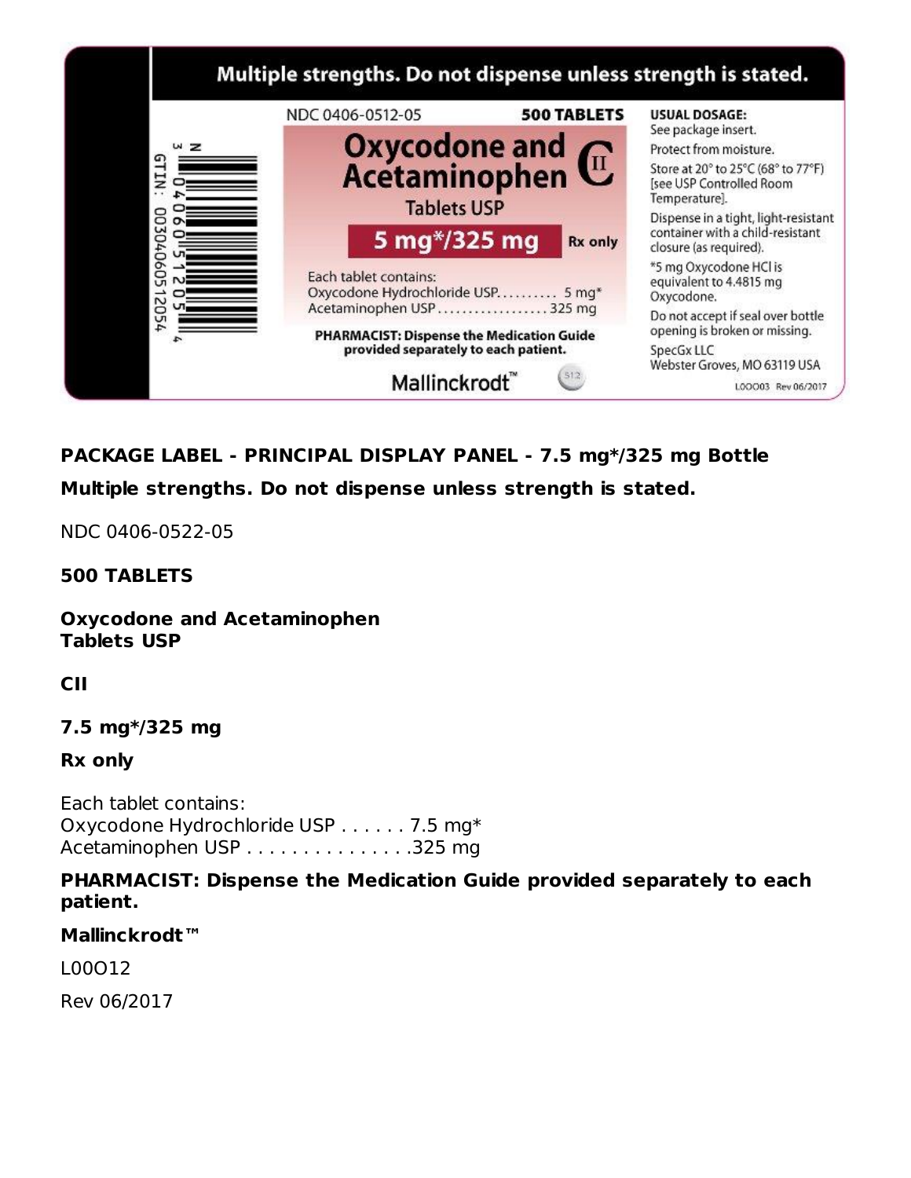Multiple strengths. Do not dispense unless strength is stated.

NDC 0406-0512-05

500 TABLETS

**Oxycodone and Acetaminophen Tablets USP**

CII

**5 mg*/325 mg**

Rx only

Each tablet contains:
Oxycodone Hydrochloride USP.......... 5 mg*
Acetaminophen USP.................. 325 mg

**PHARMACIST: Dispense the Medication Guide provided separately to each patient.**

Mallinckrodt™

USUAL DOSAGE: See package insert.

Protect from moisture.

Store at 20° to 25°C (68° to 77°F) [see USP Controlled Room Temperature].

Dispense in a tight, light-resistant container with a child-resistant closure (as required).

*5 mg Oxycodone HCl is equivalent to 4.4815 mg Oxycodone.

Do not accept if seal over bottle opening is broken or missing.

SpecGx LLC
Webster Groves, MO 63119 USA

L00O03 Rev 06/2017

GTIN: 00304060512054

**PACKAGE LABEL - PRINCIPAL DISPLAY PANEL - 7.5 mg*/325 mg Bottle**

**Multiple strengths. Do not dispense unless strength is stated.**

NDC 0406-0522-05

**500 TABLETS**

**Oxycodone and Acetaminophen**
**Tablets USP**

**CII**

**7.5 mg*/325 mg**

**Rx only**

Each tablet contains:
Oxycodone Hydrochloride USP . . . . . . 7.5 mg*
Acetaminophen USP . . . . . . . . . . . . . . .325 mg

**PHARMACIST: Dispense the Medication Guide provided separately to each patient.**

**Mallinckrodt™**

L00O12

Rev 06/2017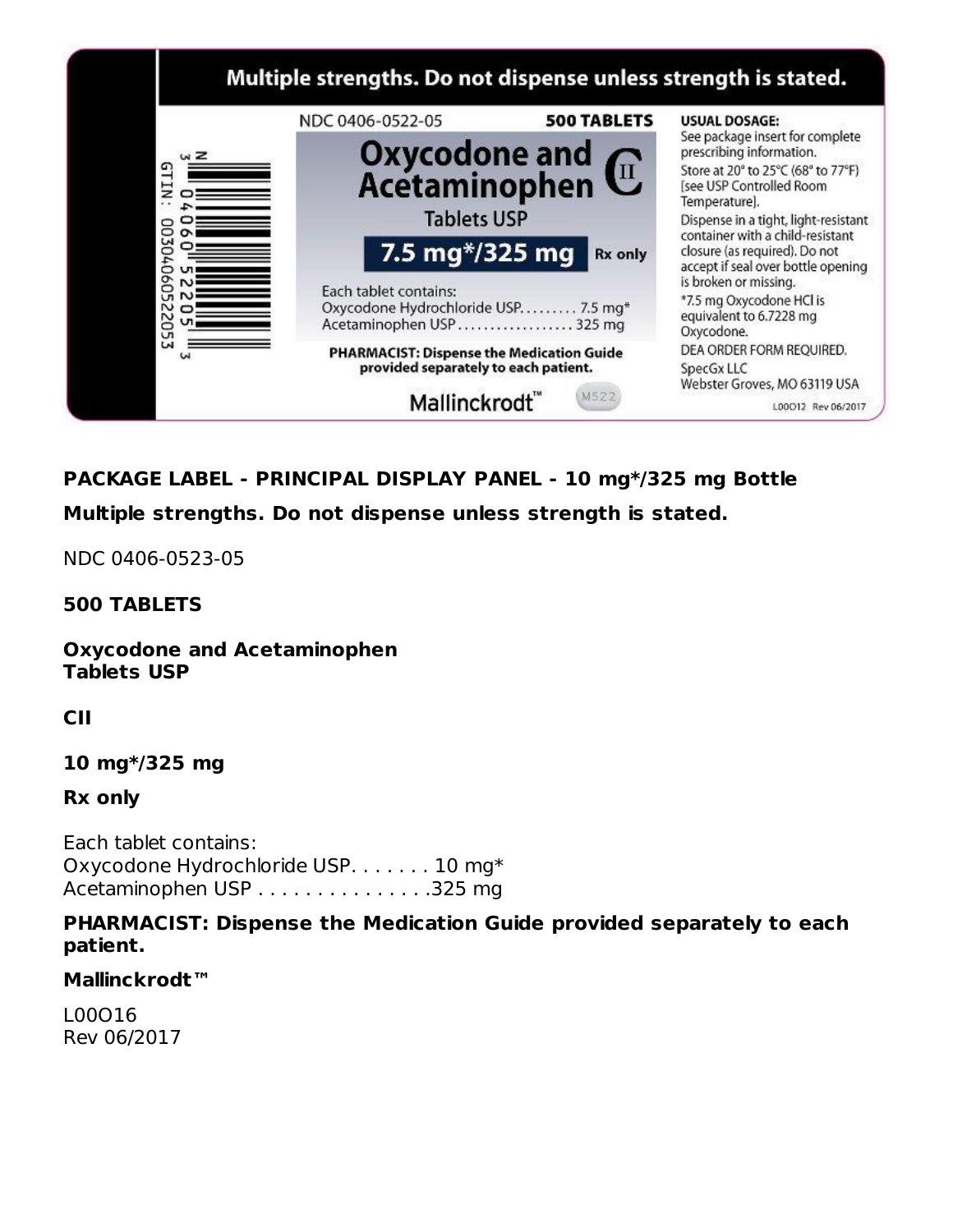Multiple strengths. Do not dispense unless strength is stated.

NDC 0406-0522-05

500 TABLETS

Oxycodone and Acetaminophen Tablets USP

CII

7.5 mg*/325 mg

Rx only

Each tablet contains:
Oxycodone Hydrochloride USP. . . . . . . . . 7.5 mg*
Acetaminophen USP . . . . . . . . . . . . . . . . . . 325 mg

PHARMACIST: Dispense the Medication Guide provided separately to each patient.

Mallinckrodt™

USUAL DOSAGE: See package insert for complete prescribing information.

Store at 20° to 25°C (68° to 77°F) [see USP Controlled Room Temperature].

Dispense in a tight, light-resistant container with a child-resistant closure (as required). Do not accept if seal over bottle opening is broken or missing.

*7.5 mg Oxycodone HCl is equivalent to 6.7228 mg Oxycodone.

DEA ORDER FORM REQUIRED.

SpecGx LLC
Webster Groves, MO 63119 USA

L00O12 Rev 06/2017

GTIN: 00304060522053

**PACKAGE LABEL - PRINCIPAL DISPLAY PANEL - 10 mg*/325 mg Bottle**

**Multiple strengths. Do not dispense unless strength is stated.**

NDC 0406-0523-05

**500 TABLETS**

**Oxycodone and Acetaminophen**
**Tablets USP**

**CII**

**10 mg*/325 mg**

**Rx only**

Each tablet contains:
Oxycodone Hydrochloride USP. . . . . . . 10 mg*
Acetaminophen USP . . . . . . . . . . . . . . . .325 mg

**PHARMACIST: Dispense the Medication Guide provided separately to each patient.**

**Mallinckrodt™**

L00O16
Rev 06/2017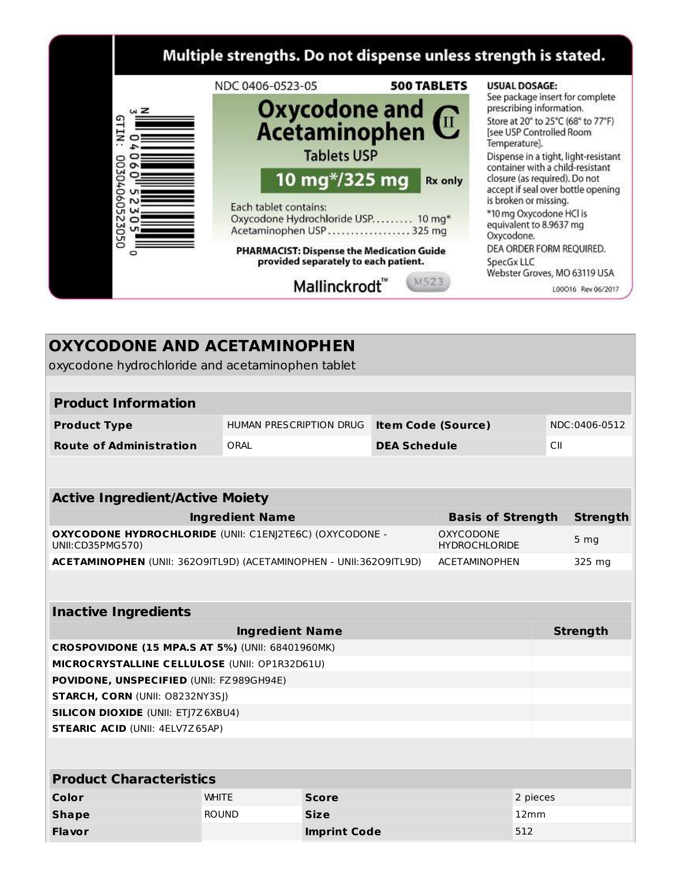Multiple strengths. Do not dispense unless strength is stated.

NDC 0406-0523-05 **500 TABLETS**

**Oxycodone and Acetaminophen** CII

Tablets USP

**10 mg*/325 mg** Rx only

Each tablet contains:
Oxycodone Hydrochloride USP......... 10 mg*
Acetaminophen USP.................. 325 mg

**PHARMACIST: Dispense the Medication Guide provided separately to each patient.**

Mallinckrodt™ M523

**USUAL DOSAGE:**
See package insert for complete prescribing information.

Store at 20° to 25°C (68° to 77°F) [see USP Controlled Room Temperature].

Dispense in a tight, light-resistant container with a child-resistant closure (as required). Do not accept if seal over bottle opening is broken or missing.

*10 mg Oxycodone HCl is equivalent to 8.9637 mg Oxycodone.

DEA ORDER FORM REQUIRED.

SpecGx LLC
Webster Groves, MO 63119 USA

L00016 Rev 06/2017

GTIN: 00304060523050

# OXYCODONE AND ACETAMINOPHEN

oxycodone hydrochloride and acetaminophen tablet

| **Product Information** | | | |
|---|---|---|---|
| **Product Type** | HUMAN PRESCRIPTION DRUG | **Item Code (Source)** | NDC:0406-0512 |
| **Route of Administration** | ORAL | **DEA Schedule** | CII |

| **Active Ingredient/Active Moiety** | | |
|---|---|---|
| **Ingredient Name** | **Basis of Strength** | **Strength** |
| **OXYCODONE HYDROCHLORIDE** (UNII: C1ENJ2TE6C) (OXYCODONE - UNII:CD35PMG570) | OXYCODONE HYDROCHLORIDE | 5 mg |
| **ACETAMINOPHEN** (UNII: 362O9ITL9D) (ACETAMINOPHEN - UNII:362O9ITL9D) | ACETAMINOPHEN | 325 mg |

| **Inactive Ingredients** | |
|---|---|
| **Ingredient Name** | **Strength** |
| **CROSPOVIDONE (15 MPA.S AT 5%)** (UNII: 68401960MK) | |
| **MICROCRYSTALLINE CELLULOSE** (UNII: OP1R32D61U) | |
| **POVIDONE, UNSPECIFIED** (UNII: FZ989GH94E) | |
| **STARCH, CORN** (UNII: O8232NY3SJ) | |
| **SILICON DIOXIDE** (UNII: ETJ7Z6XBU4) | |
| **STEARIC ACID** (UNII: 4ELV7Z65AP) | |

| **Product Characteristics** | | | |
|---|---|---|---|
| **Color** | WHITE | **Score** | 2 pieces |
| **Shape** | ROUND | **Size** | 12mm |
| **Flavor** | | **Imprint Code** | 512 |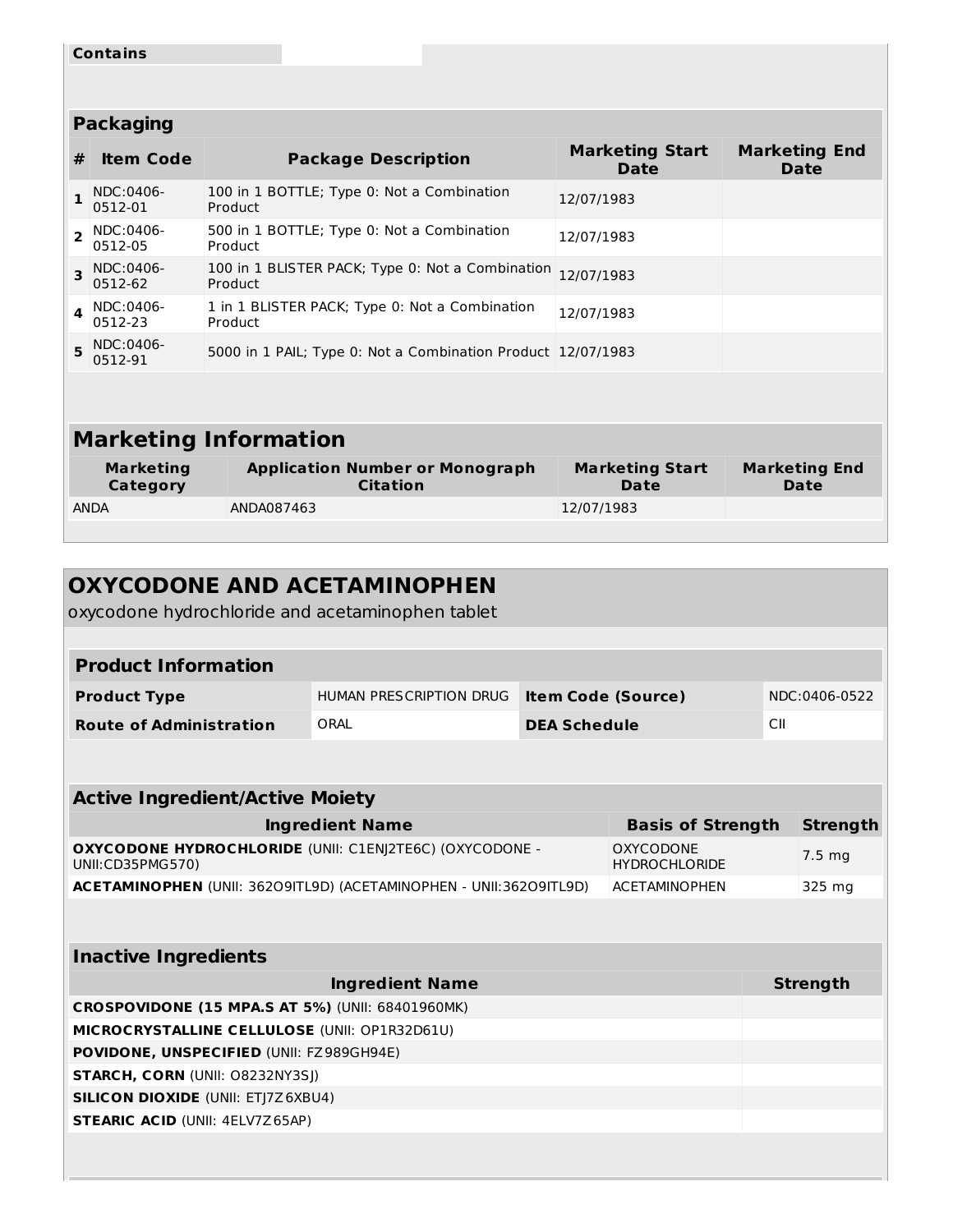| Contains | |
|---|---|

## Packaging

| # | Item Code | Package Description | Marketing Start Date | Marketing End Date |
|---|---|---|---|---|
| 1 | NDC:0406-0512-01 | 100 in 1 BOTTLE; Type 0: Not a Combination Product | 12/07/1983 | |
| 2 | NDC:0406-0512-05 | 500 in 1 BOTTLE; Type 0: Not a Combination Product | 12/07/1983 | |
| 3 | NDC:0406-0512-62 | 100 in 1 BLISTER PACK; Type 0: Not a Combination Product | 12/07/1983 | |
| 4 | NDC:0406-0512-23 | 1 in 1 BLISTER PACK; Type 0: Not a Combination Product | 12/07/1983 | |
| 5 | NDC:0406-0512-91 | 5000 in 1 PAIL; Type 0: Not a Combination Product | 12/07/1983 | |

## Marketing Information

| Marketing Category | Application Number or Monograph Citation | Marketing Start Date | Marketing End Date |
|---|---|---|---|
| ANDA | ANDA087463 | 12/07/1983 | |

# OXYCODONE AND ACETAMINOPHEN

oxycodone hydrochloride and acetaminophen tablet

## Product Information

| | | | |
|---|---|---|---|
| **Product Type** | HUMAN PRESCRIPTION DRUG | **Item Code (Source)** | NDC:0406-0522 |
| **Route of Administration** | ORAL | **DEA Schedule** | CII |

## Active Ingredient/Active Moiety

| Ingredient Name | Basis of Strength | Strength |
|---|---|---|
| **OXYCODONE HYDROCHLORIDE** (UNII: C1ENJ2TE6C) (OXYCODONE - UNII:CD35PMG570) | OXYCODONE HYDROCHLORIDE | 7.5 mg |
| **ACETAMINOPHEN** (UNII: 362O9ITL9D) (ACETAMINOPHEN - UNII:362O9ITL9D) | ACETAMINOPHEN | 325 mg |

## Inactive Ingredients

| Ingredient Name | Strength |
|---|---|
| **CROSPOVIDONE (15 MPA.S AT 5%)** (UNII: 68401960MK) | |
| **MICROCRYSTALLINE CELLULOSE** (UNII: OP1R32D61U) | |
| **POVIDONE, UNSPECIFIED** (UNII: FZ989GH94E) | |
| **STARCH, CORN** (UNII: O8232NY3SJ) | |
| **SILICON DIOXIDE** (UNII: ETJ7Z6XBU4) | |
| **STEARIC ACID** (UNII: 4ELV7Z65AP) | |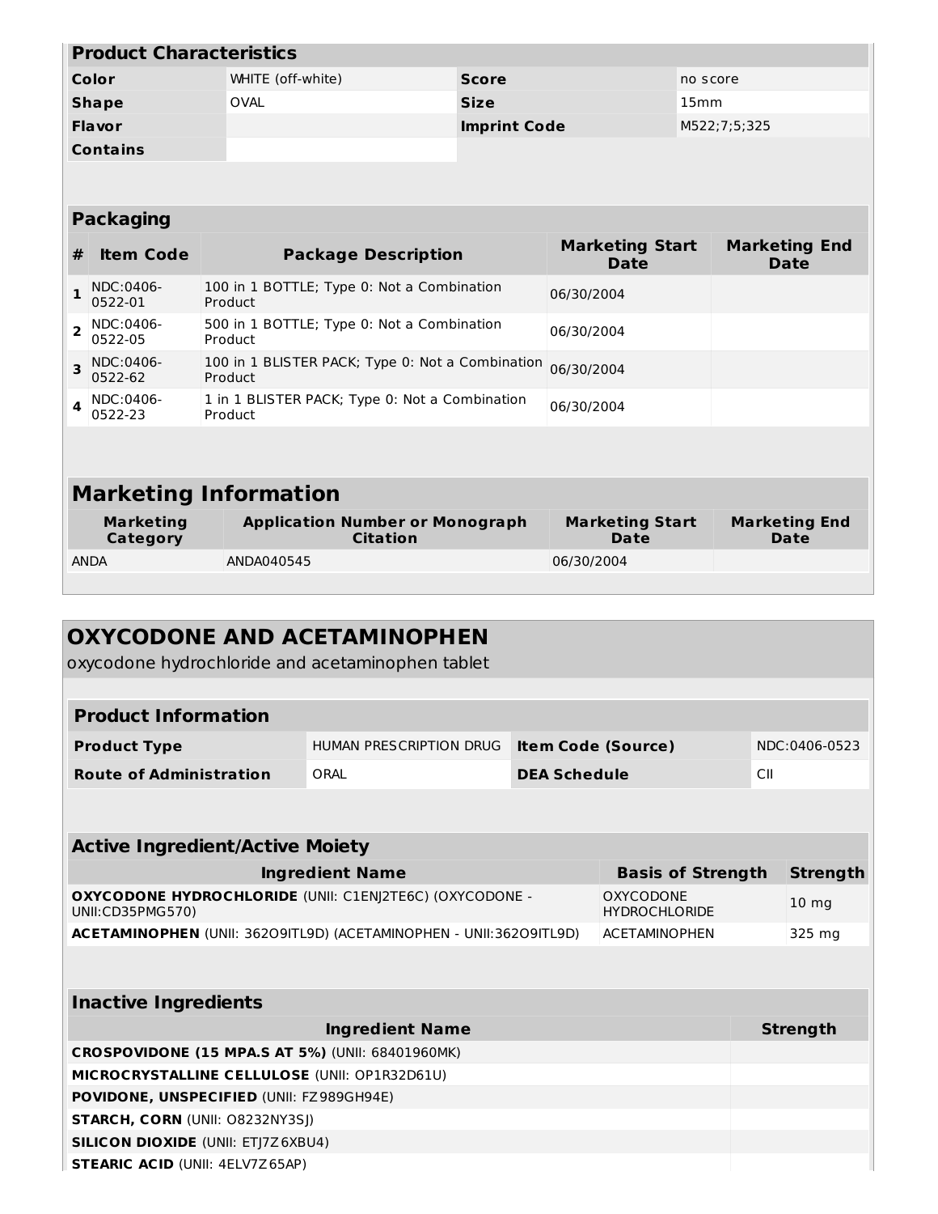| Product Characteristics | | | |
|---|---|---|---|
| **Color** | WHITE (off-white) | **Score** | no score |
| **Shape** | OVAL | **Size** | 15mm |
| **Flavor** | | **Imprint Code** | M522;7;5;325 |
| **Contains** | | | |

| Packaging | | | | |
|---|---|---|---|---|
| **#** | **Item Code** | **Package Description** | **Marketing Start Date** | **Marketing End Date** |
| **1** | NDC:0406-0522-01 | 100 in 1 BOTTLE; Type 0: Not a Combination Product | 06/30/2004 | |
| **2** | NDC:0406-0522-05 | 500 in 1 BOTTLE; Type 0: Not a Combination Product | 06/30/2004 | |
| **3** | NDC:0406-0522-62 | 100 in 1 BLISTER PACK; Type 0: Not a Combination Product | 06/30/2004 | |
| **4** | NDC:0406-0522-23 | 1 in 1 BLISTER PACK; Type 0: Not a Combination Product | 06/30/2004 | |

## Marketing Information

| Marketing Category | Application Number or Monograph Citation | Marketing Start Date | Marketing End Date |
|---|---|---|---|
| ANDA | ANDA040545 | 06/30/2004 | |

## OXYCODONE AND ACETAMINOPHEN

oxycodone hydrochloride and acetaminophen tablet

| Product Information | | | |
|---|---|---|---|
| **Product Type** | HUMAN PRESCRIPTION DRUG | **Item Code (Source)** | NDC:0406-0523 |
| **Route of Administration** | ORAL | **DEA Schedule** | CII |

| Active Ingredient/Active Moiety | | |
|---|---|---|
| **Ingredient Name** | **Basis of Strength** | **Strength** |
| **OXYCODONE HYDROCHLORIDE** (UNII: C1ENJ2TE6C) (OXYCODONE - UNII:CD35PMG570) | OXYCODONE HYDROCHLORIDE | 10 mg |
| **ACETAMINOPHEN** (UNII: 362O9ITL9D) (ACETAMINOPHEN - UNII:362O9ITL9D) | ACETAMINOPHEN | 325 mg |

| Inactive Ingredients | |
|---|---|
| **Ingredient Name** | **Strength** |
| **CROSPOVIDONE (15 MPA.S AT 5%)** (UNII: 68401960MK) | |
| **MICROCRYSTALLINE CELLULOSE** (UNII: OP1R32D61U) | |
| **POVIDONE, UNSPECIFIED** (UNII: FZ989GH94E) | |
| **STARCH, CORN** (UNII: O8232NY3SJ) | |
| **SILICON DIOXIDE** (UNII: ETJ7Z6XBU4) | |
| **STEARIC ACID** (UNII: 4ELV7Z65AP) | |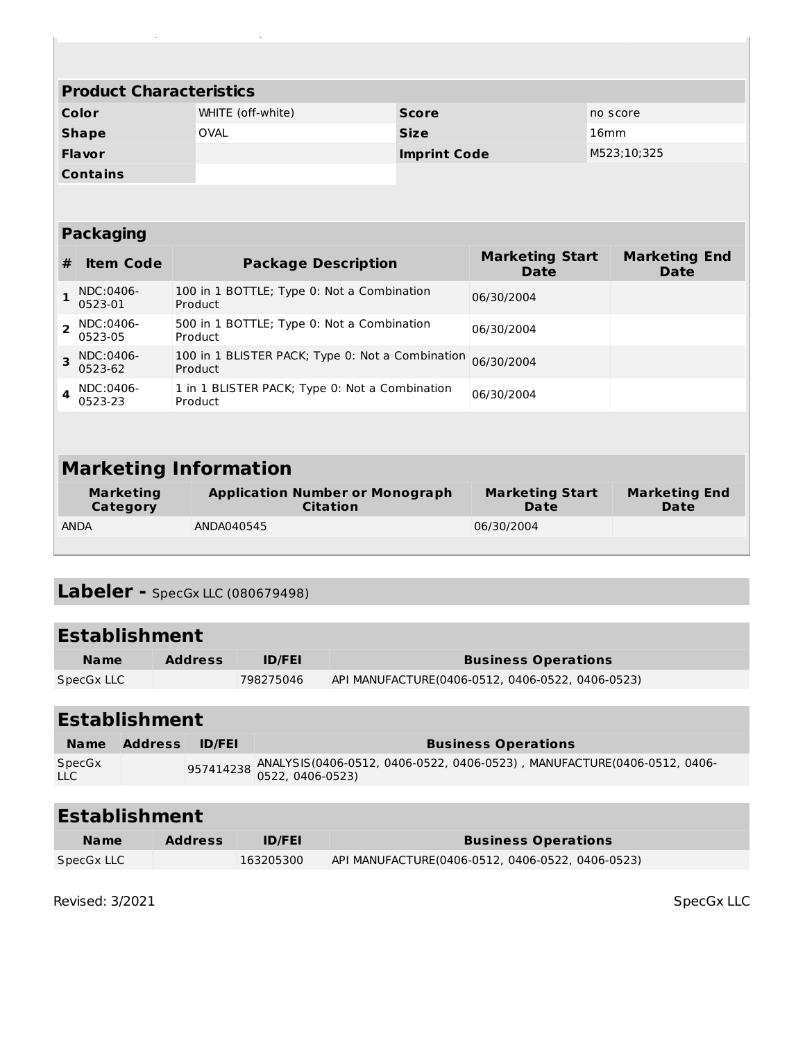## Product Characteristics

| | | | |
|---|---|---|---|
| **Color** | WHITE (off-white) | **Score** | no score |
| **Shape** | OVAL | **Size** | 16mm |
| **Flavor** | | **Imprint Code** | M523;10;325 |
| **Contains** | | | |

## Packaging

| # | Item Code | Package Description | Marketing Start Date | Marketing End Date |
|---|---|---|---|---|
| 1 | NDC:0406-0523-01 | 100 in 1 BOTTLE; Type 0: Not a Combination Product | 06/30/2004 | |
| 2 | NDC:0406-0523-05 | 500 in 1 BOTTLE; Type 0: Not a Combination Product | 06/30/2004 | |
| 3 | NDC:0406-0523-62 | 100 in 1 BLISTER PACK; Type 0: Not a Combination Product | 06/30/2004 | |
| 4 | NDC:0406-0523-23 | 1 in 1 BLISTER PACK; Type 0: Not a Combination Product | 06/30/2004 | |

## Marketing Information

| Marketing Category | Application Number or Monograph Citation | Marketing Start Date | Marketing End Date |
|---|---|---|---|
| ANDA | ANDA040545 | 06/30/2004 | |

## Labeler - SpecGx LLC (080679498)

## Establishment

| Name | Address | ID/FEI | Business Operations |
|---|---|---|---|
| SpecGx LLC | | 798275046 | API MANUFACTURE(0406-0512, 0406-0522, 0406-0523) |

## Establishment

| Name | Address | ID/FEI | Business Operations |
|---|---|---|---|
| SpecGx LLC | | 957414238 | ANALYSIS(0406-0512, 0406-0522, 0406-0523) , MANUFACTURE(0406-0512, 0406-0522, 0406-0523) |

## Establishment

| Name | Address | ID/FEI | Business Operations |
|---|---|---|---|
| SpecGx LLC | | 163205300 | API MANUFACTURE(0406-0512, 0406-0522, 0406-0523) |

Revised: 3/2021

SpecGx LLC